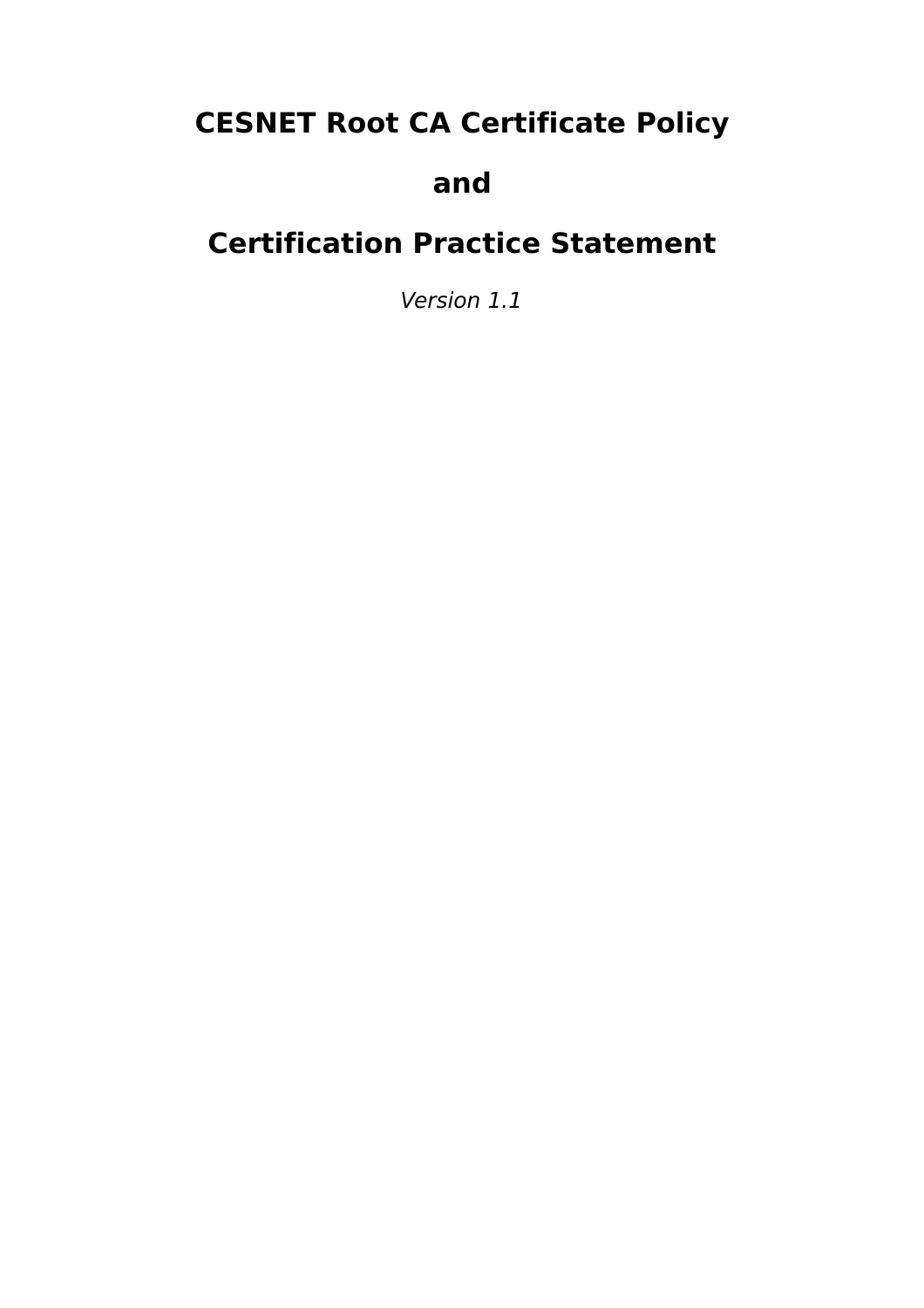# CESNET Root CA Certificate Policy

# and

# Certification Practice Statement

*Version 1.1*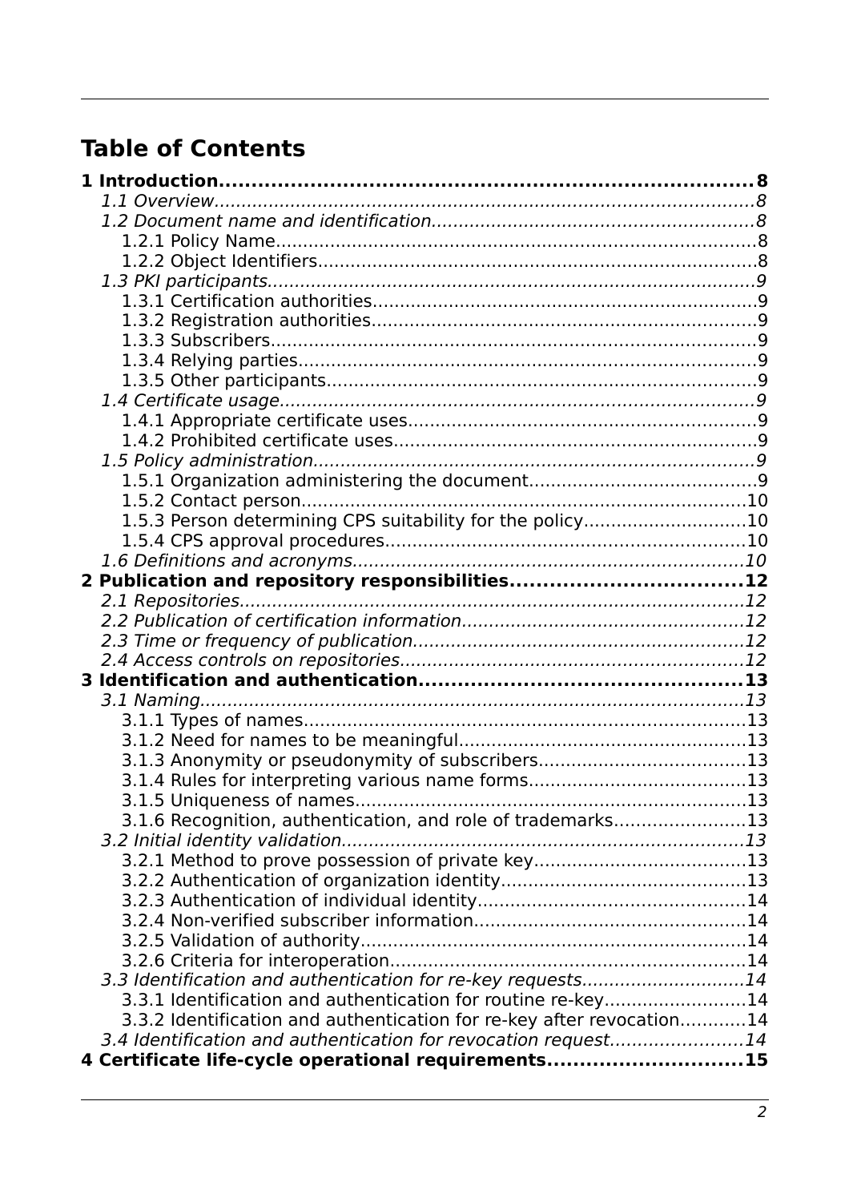# Table of Contents

**1 Introduction....................................................................................8**

*1.1 Overview....................................................................................8*

*1.2 Document name and identification...........................................................8*

1.2.1 Policy Name....................................................................................8

1.2.2 Object Identifiers....................................................................................8

*1.3 PKI participants....................................................................................9*

1.3.1 Certification authorities....................................................................................9

1.3.2 Registration authorities....................................................................................9

1.3.3 Subscribers....................................................................................9

1.3.4 Relying parties....................................................................................9

1.3.5 Other participants....................................................................................9

*1.4 Certificate usage....................................................................................9*

1.4.1 Appropriate certificate uses....................................................................................9

1.4.2 Prohibited certificate uses....................................................................................9

*1.5 Policy administration....................................................................................9*

1.5.1 Organization administering the document...........................................9

1.5.2 Contact person....................................................................................10

1.5.3 Person determining CPS suitability for the policy..............................10

1.5.4 CPS approval procedures....................................................................................10

*1.6 Definitions and acronyms....................................................................................10*

**2 Publication and repository responsibilities...................................12**

*2.1 Repositories....................................................................................12*

*2.2 Publication of certification information....................................................12*

*2.3 Time or frequency of publication....................................................................12*

*2.4 Access controls on repositories....................................................................12*

**3 Identification and authentication...................................................13**

*3.1 Naming....................................................................................13*

3.1.1 Types of names....................................................................................13

3.1.2 Need for names to be meaningful....................................................13

3.1.3 Anonymity or pseudonymity of subscribers......................................13

3.1.4 Rules for interpreting various name forms.......................................13

3.1.5 Uniqueness of names....................................................................................13

3.1.6 Recognition, authentication, and role of trademarks........................13

*3.2 Initial identity validation....................................................................................13*

3.2.1 Method to prove possession of private key.......................................13

3.2.2 Authentication of organization identity.............................................13

3.2.3 Authentication of individual identity................................................14

3.2.4 Non-verified subscriber information.................................................14

3.2.5 Validation of authority....................................................................................14

3.2.6 Criteria for interoperation....................................................................................14

*3.3 Identification and authentication for re-key requests..............................14*

3.3.1 Identification and authentication for routine re-key..........................14

3.3.2 Identification and authentication for re-key after revocation............14

*3.4 Identification and authentication for revocation request........................14*

**4 Certificate life-cycle operational requirements..............................15**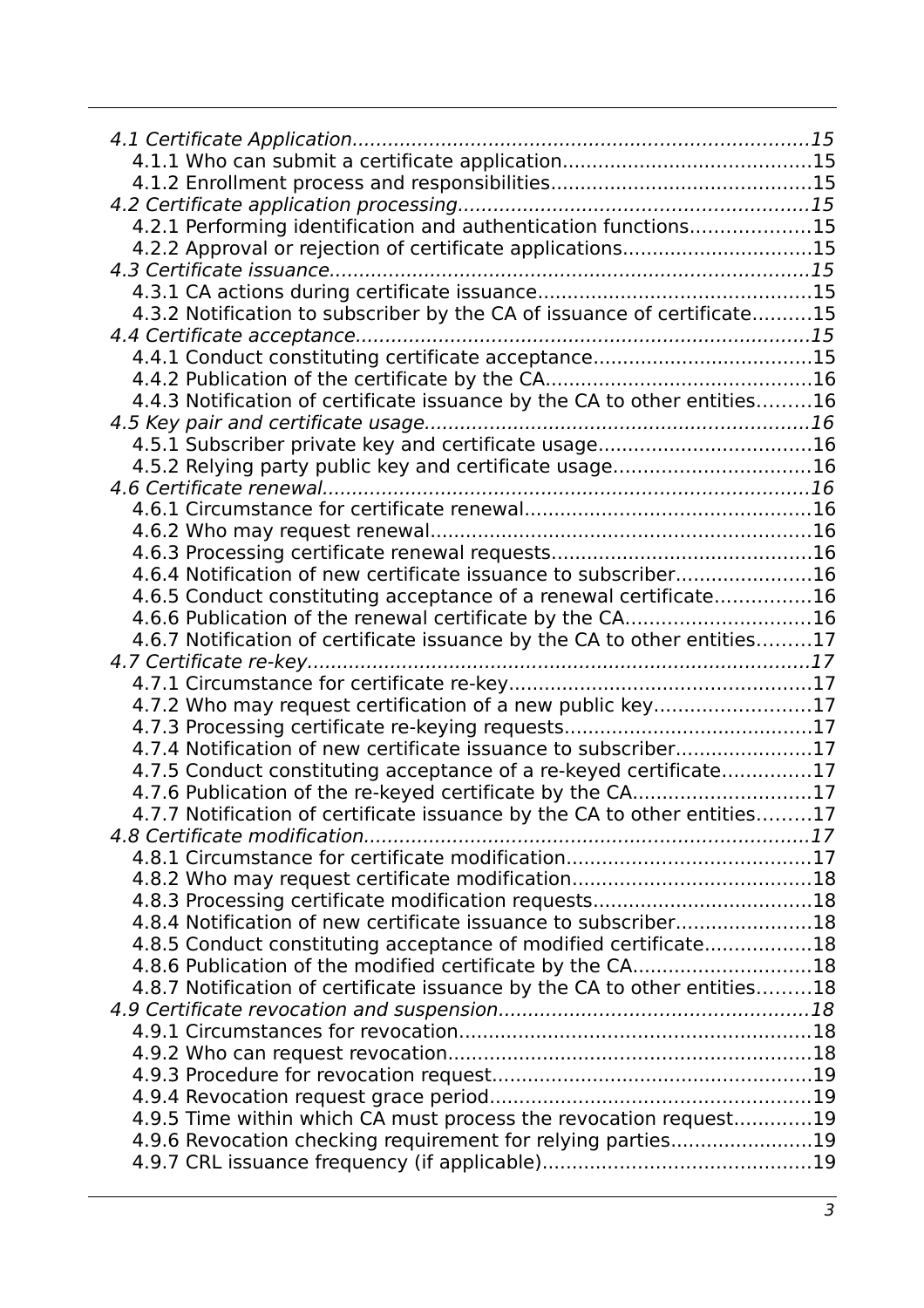*4.1 Certificate Application............................................................................15*
4.1.1 Who can submit a certificate application.........................................15
4.1.2 Enrollment process and responsibilities...........................................15
*4.2 Certificate application processing..........................................................15*
4.2.1 Performing identification and authentication functions....................15
4.2.2 Approval or rejection of certificate applications...............................15
*4.3 Certificate issuance................................................................................15*
4.3.1 CA actions during certificate issuance.............................................15
4.3.2 Notification to subscriber by the CA of issuance of certificate..........15
*4.4 Certificate acceptance............................................................................15*
4.4.1 Conduct constituting certificate acceptance....................................15
4.4.2 Publication of the certificate by the CA............................................16
4.4.3 Notification of certificate issuance by the CA to other entities.........16
*4.5 Key pair and certificate usage................................................................16*
4.5.1 Subscriber private key and certificate usage...................................16
4.5.2 Relying party public key and certificate usage.................................16
*4.6 Certificate renewal.................................................................................16*
4.6.1 Circumstance for certificate renewal................................................16
4.6.2 Who may request renewal...............................................................16
4.6.3 Processing certificate renewal requests............................................16
4.6.4 Notification of new certificate issuance to subscriber.......................16
4.6.5 Conduct constituting acceptance of a renewal certificate................16
4.6.6 Publication of the renewal certificate by the CA...............................16
4.6.7 Notification of certificate issuance by the CA to other entities.........17
*4.7 Certificate re-key....................................................................................17*
4.7.1 Circumstance for certificate re-key...................................................17
4.7.2 Who may request certification of a new public key..........................17
4.7.3 Processing certificate re-keying requests..........................................17
4.7.4 Notification of new certificate issuance to subscriber.......................17
4.7.5 Conduct constituting acceptance of a re-keyed certificate...............17
4.7.6 Publication of the re-keyed certificate by the CA..............................17
4.7.7 Notification of certificate issuance by the CA to other entities.........17
*4.8 Certificate modification...........................................................................17*
4.8.1 Circumstance for certificate modification.........................................17
4.8.2 Who may request certificate modification........................................18
4.8.3 Processing certificate modification requests.....................................18
4.8.4 Notification of new certificate issuance to subscriber.......................18
4.8.5 Conduct constituting acceptance of modified certificate..................18
4.8.6 Publication of the modified certificate by the CA..............................18
4.8.7 Notification of certificate issuance by the CA to other entities.........18
*4.9 Certificate revocation and suspension....................................................18*
4.9.1 Circumstances for revocation...........................................................18
4.9.2 Who can request revocation.............................................................18
4.9.3 Procedure for revocation request......................................................19
4.9.4 Revocation request grace period......................................................19
4.9.5 Time within which CA must process the revocation request.............19
4.9.6 Revocation checking requirement for relying parties........................19
4.9.7 CRL issuance frequency (if applicable).............................................19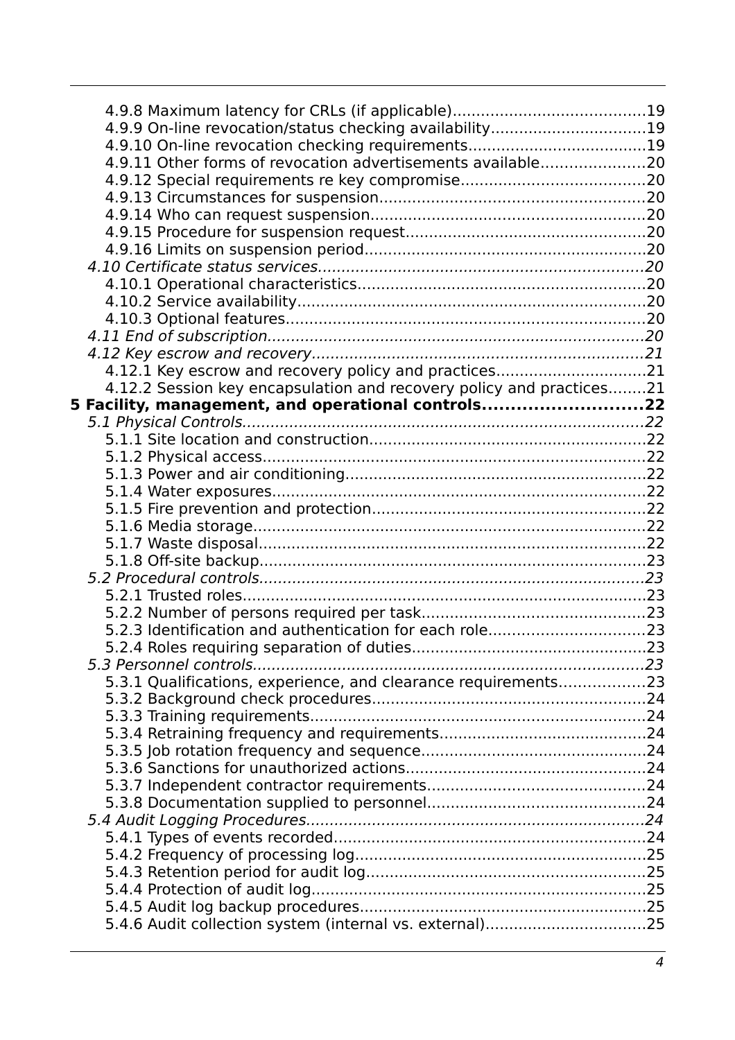4.9.8 Maximum latency for CRLs (if applicable)........................................19
4.9.9 On-line revocation/status checking availability................................19
4.9.10 On-line revocation checking requirements.....................................19
4.9.11 Other forms of revocation advertisements available......................20
4.9.12 Special requirements re key compromise......................................20
4.9.13 Circumstances for suspension.......................................................20
4.9.14 Who can request suspension.........................................................20
4.9.15 Procedure for suspension request..................................................20
4.9.16 Limits on suspension period..........................................................20
*4.10 Certificate status services....................................................................20*
4.10.1 Operational characteristics............................................................20
4.10.2 Service availability........................................................................20
4.10.3 Optional features..........................................................................20
*4.11 End of subscription...............................................................................20*
*4.12 Key escrow and recovery......................................................................21*
4.12.1 Key escrow and recovery policy and practices...............................21
4.12.2 Session key encapsulation and recovery policy and practices........21
**5 Facility, management, and operational controls............................22**
*5.1 Physical Controls....................................................................................22*
5.1.1 Site location and construction..........................................................22
5.1.2 Physical access................................................................................22
5.1.3 Power and air conditioning...............................................................22
5.1.4 Water exposures..............................................................................22
5.1.5 Fire prevention and protection.........................................................22
5.1.6 Media storage..................................................................................22
5.1.7 Waste disposal.................................................................................22
5.1.8 Off-site backup.................................................................................23
*5.2 Procedural controls.................................................................................23*
5.2.1 Trusted roles....................................................................................23
5.2.2 Number of persons required per task..............................................23
5.2.3 Identification and authentication for each role.................................23
5.2.4 Roles requiring separation of duties.................................................23
*5.3 Personnel controls..................................................................................23*
5.3.1 Qualifications, experience, and clearance requirements.................23
5.3.2 Background check procedures.........................................................24
5.3.3 Training requirements......................................................................24
5.3.4 Retraining frequency and requirements...........................................24
5.3.5 Job rotation frequency and sequence...............................................24
5.3.6 Sanctions for unauthorized actions..................................................24
5.3.7 Independent contractor requirements.............................................24
5.3.8 Documentation supplied to personnel.............................................24
*5.4 Audit Logging Procedures......................................................................24*
5.4.1 Types of events recorded.................................................................24
5.4.2 Frequency of processing log.............................................................25
5.4.3 Retention period for audit log..........................................................25
5.4.4 Protection of audit log......................................................................25
5.4.5 Audit log backup procedures............................................................25
5.4.6 Audit collection system (internal vs. external).................................25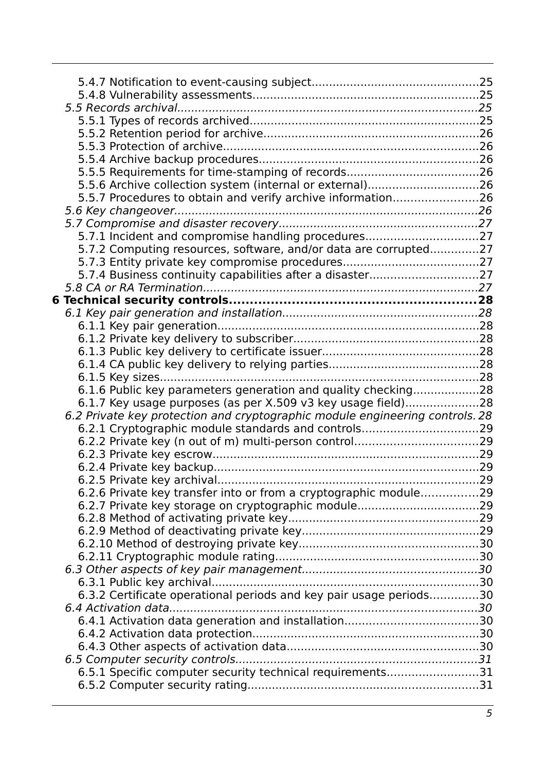5.4.7 Notification to event-causing subject ........ 25
5.4.8 Vulnerability assessments ........ 25
*5.5 Records archival ........ 25*
5.5.1 Types of records archived ........ 25
5.5.2 Retention period for archive ........ 26
5.5.3 Protection of archive ........ 26
5.5.4 Archive backup procedures ........ 26
5.5.5 Requirements for time-stamping of records ........ 26
5.5.6 Archive collection system (internal or external) ........ 26
5.5.7 Procedures to obtain and verify archive information ........ 26
*5.6 Key changeover ........ 26*
*5.7 Compromise and disaster recovery ........ 27*
5.7.1 Incident and compromise handling procedures ........ 27
5.7.2 Computing resources, software, and/or data are corrupted ........ 27
5.7.3 Entity private key compromise procedures ........ 27
5.7.4 Business continuity capabilities after a disaster ........ 27
*5.8 CA or RA Termination ........ 27*
**6 Technical security controls ........ 28**
*6.1 Key pair generation and installation ........ 28*
6.1.1 Key pair generation ........ 28
6.1.2 Private key delivery to subscriber ........ 28
6.1.3 Public key delivery to certificate issuer ........ 28
6.1.4 CA public key delivery to relying parties ........ 28
6.1.5 Key sizes ........ 28
6.1.6 Public key parameters generation and quality checking ........ 28
6.1.7 Key usage purposes (as per X.509 v3 key usage field) ........ 28
*6.2 Private key protection and cryptographic module engineering controls. 28*
6.2.1 Cryptographic module standards and controls ........ 29
6.2.2 Private key (n out of m) multi-person control ........ 29
6.2.3 Private key escrow ........ 29
6.2.4 Private key backup ........ 29
6.2.5 Private key archival ........ 29
6.2.6 Private key transfer into or from a cryptographic module ........ 29
6.2.7 Private key storage on cryptographic module ........ 29
6.2.8 Method of activating private key ........ 29
6.2.9 Method of deactivating private key ........ 29
6.2.10 Method of destroying private key ........ 30
6.2.11 Cryptographic module rating ........ 30
*6.3 Other aspects of key pair management ........ 30*
6.3.1 Public key archival ........ 30
6.3.2 Certificate operational periods and key pair usage periods ........ 30
*6.4 Activation data ........ 30*
6.4.1 Activation data generation and installation ........ 30
6.4.2 Activation data protection ........ 30
6.4.3 Other aspects of activation data ........ 30
*6.5 Computer security controls ........ 31*
6.5.1 Specific computer security technical requirements ........ 31
6.5.2 Computer security rating ........ 31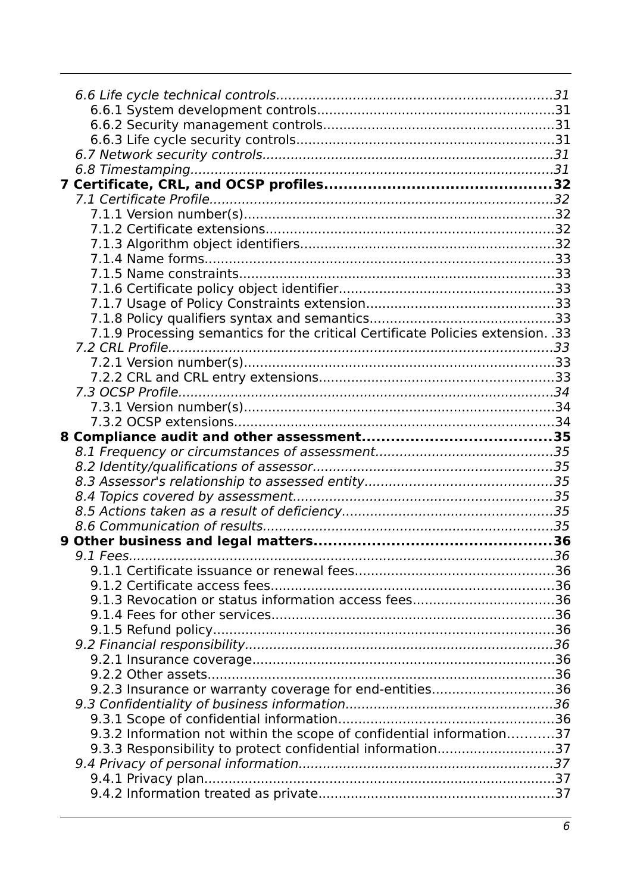*6.6 Life cycle technical controls....................................................................31*
6.6.1 System development controls..........................................................31
6.6.2 Security management controls........................................................31
6.6.3 Life cycle security controls...............................................................31
*6.7 Network security controls.......................................................................31*
*6.8 Timestamping.........................................................................................31*
**7 Certificate, CRL, and OCSP profiles..............................................32**
*7.1 Certificate Profile....................................................................................32*
7.1.1 Version number(s)............................................................................32
7.1.2 Certificate extensions.......................................................................32
7.1.3 Algorithm object identifiers..............................................................32
7.1.4 Name forms.....................................................................................33
7.1.5 Name constraints.............................................................................33
7.1.6 Certificate policy object identifier.....................................................33
7.1.7 Usage of Policy Constraints extension..............................................33
7.1.8 Policy qualifiers syntax and semantics.............................................33
7.1.9 Processing semantics for the critical Certificate Policies extension. .33
*7.2 CRL Profile...............................................................................................33*
7.2.1 Version number(s)............................................................................33
7.2.2 CRL and CRL entry extensions.........................................................33
*7.3 OCSP Profile.............................................................................................34*
7.3.1 Version number(s)............................................................................34
7.3.2 OCSP extensions..............................................................................34
**8 Compliance audit and other assessment.......................................35**
*8.1 Frequency or circumstances of assessment...........................................35*
*8.2 Identity/qualifications of assessor...........................................................35*
*8.3 Assessor's relationship to assessed entity..............................................35*
*8.4 Topics covered by assessment................................................................35*
*8.5 Actions taken as a result of deficiency....................................................35*
*8.6 Communication of results.......................................................................35*
**9 Other business and legal matters.................................................36**
*9.1 Fees.........................................................................................................36*
9.1.1 Certificate issuance or renewal fees................................................36
9.1.2 Certificate access fees.....................................................................36
9.1.3 Revocation or status information access fees..................................36
9.1.4 Fees for other services.....................................................................36
9.1.5 Refund policy...................................................................................36
*9.2 Financial responsibility...........................................................................36*
9.2.1 Insurance coverage..........................................................................36
9.2.2 Other assets.....................................................................................36
9.2.3 Insurance or warranty coverage for end-entities..............................36
*9.3 Confidentiality of business information...................................................36*
9.3.1 Scope of confidential information....................................................36
9.3.2 Information not within the scope of confidential information...........37
9.3.3 Responsibility to protect confidential information............................37
*9.4 Privacy of personal information..............................................................37*
9.4.1 Privacy plan......................................................................................37
9.4.2 Information treated as private.........................................................37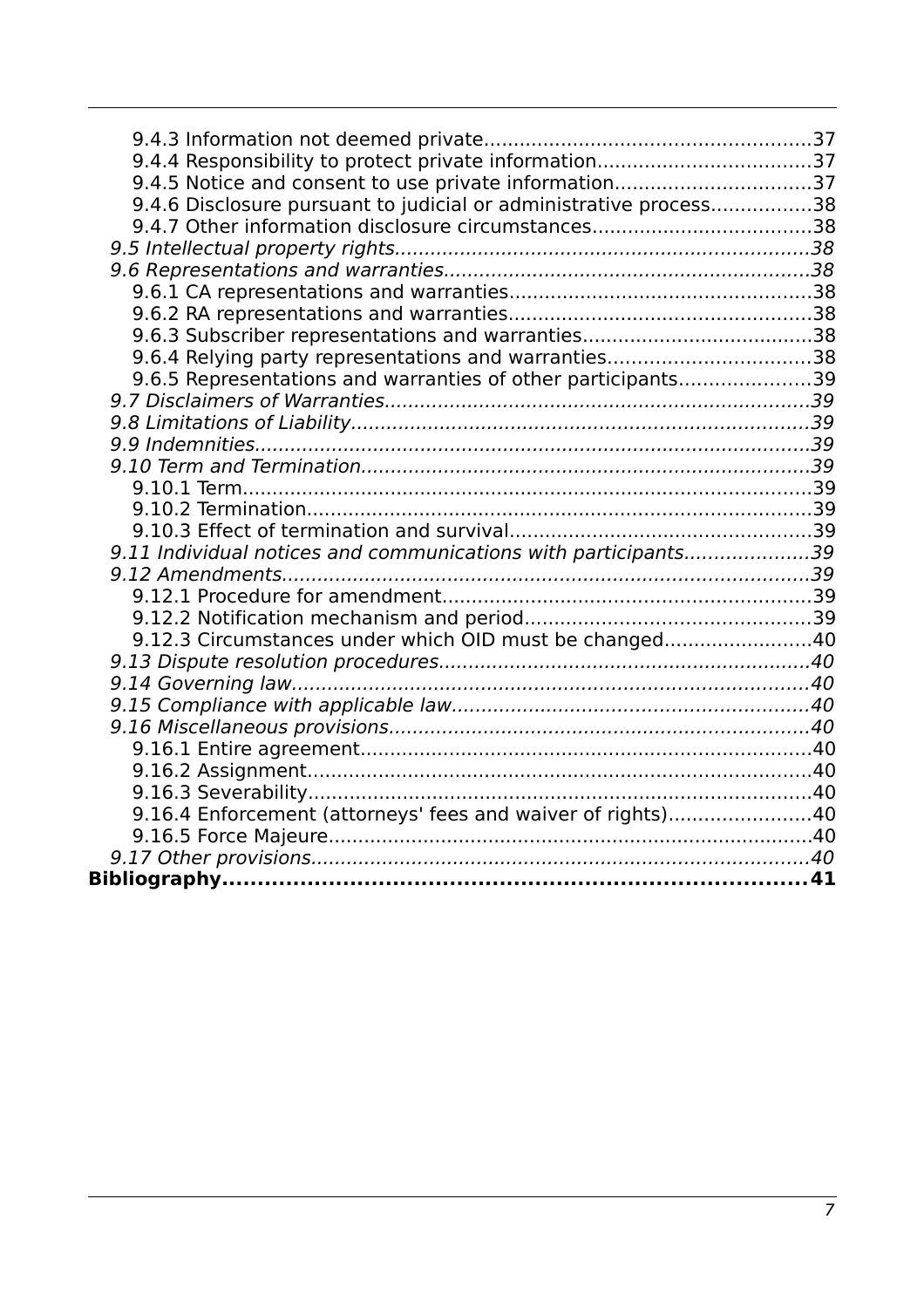9.4.3 Information not deemed private....................................................37
9.4.4 Responsibility to protect private information...................................37
9.4.5 Notice and consent to use private information.................................37
9.4.6 Disclosure pursuant to judicial or administrative process.................38
9.4.7 Other information disclosure circumstances....................................38

*9.5 Intellectual property rights.....................................................................38*

*9.6 Representations and warranties.............................................................38*

9.6.1 CA representations and warranties..................................................38
9.6.2 RA representations and warranties..................................................38
9.6.3 Subscriber representations and warranties......................................38
9.6.4 Relying party representations and warranties..................................38
9.6.5 Representations and warranties of other participants......................39

*9.7 Disclaimers of Warranties.......................................................................39*

*9.8 Limitations of Liability.............................................................................39*

*9.9 Indemnities.............................................................................................39*

*9.10 Term and Termination...........................................................................39*

9.10.1 Term..............................................................................................39
9.10.2 Termination....................................................................................39
9.10.3 Effect of termination and survival..................................................39

*9.11 Individual notices and communications with participants.....................39*

*9.12 Amendments.........................................................................................39*

9.12.1 Procedure for amendment.............................................................39
9.12.2 Notification mechanism and period................................................39
9.12.3 Circumstances under which OID must be changed........................40

*9.13 Dispute resolution procedures..............................................................40*

*9.14 Governing law.......................................................................................40*

*9.15 Compliance with applicable law............................................................40*

*9.16 Miscellaneous provisions......................................................................40*

9.16.1 Entire agreement...........................................................................40
9.16.2 Assignment...................................................................................40
9.16.3 Severability...................................................................................40
9.16.4 Enforcement (attorneys' fees and waiver of rights)........................40
9.16.5 Force Majeure................................................................................40

*9.17 Other provisions...................................................................................40*

**Bibliography..................................................................................41**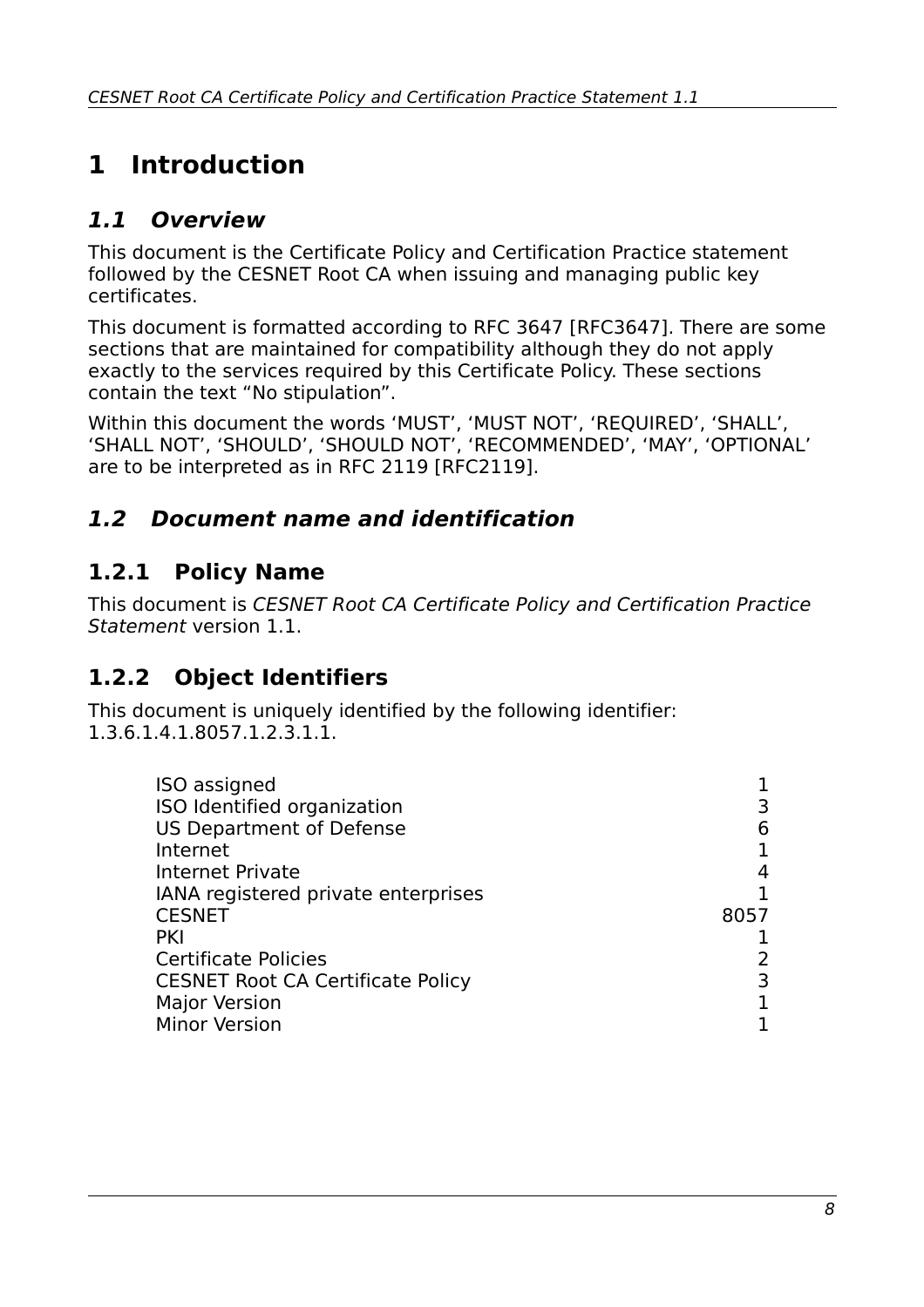# 1 Introduction

## *1.1 Overview*

This document is the Certificate Policy and Certification Practice statement followed by the CESNET Root CA when issuing and managing public key certificates.

This document is formatted according to RFC 3647 [RFC3647]. There are some sections that are maintained for compatibility although they do not apply exactly to the services required by this Certificate Policy. These sections contain the text “No stipulation”.

Within this document the words ‘MUST’, ‘MUST NOT’, ‘REQUIRED’, ‘SHALL’, ‘SHALL NOT’, ‘SHOULD’, ‘SHOULD NOT’, ‘RECOMMENDED’, ‘MAY’, ‘OPTIONAL’ are to be interpreted as in RFC 2119 [RFC2119].

## *1.2 Document name and identification*

### 1.2.1 Policy Name

This document is *CESNET Root CA Certificate Policy and Certification Practice Statement* version 1.1.

### 1.2.2 Object Identifiers

This document is uniquely identified by the following identifier: 1.3.6.1.4.1.8057.1.2.3.1.1.

| | |
|---|---|
| ISO assigned | 1 |
| ISO Identified organization | 3 |
| US Department of Defense | 6 |
| Internet | 1 |
| Internet Private | 4 |
| IANA registered private enterprises | 1 |
| CESNET | 8057 |
| PKI | 1 |
| Certificate Policies | 2 |
| CESNET Root CA Certificate Policy | 3 |
| Major Version | 1 |
| Minor Version | 1 |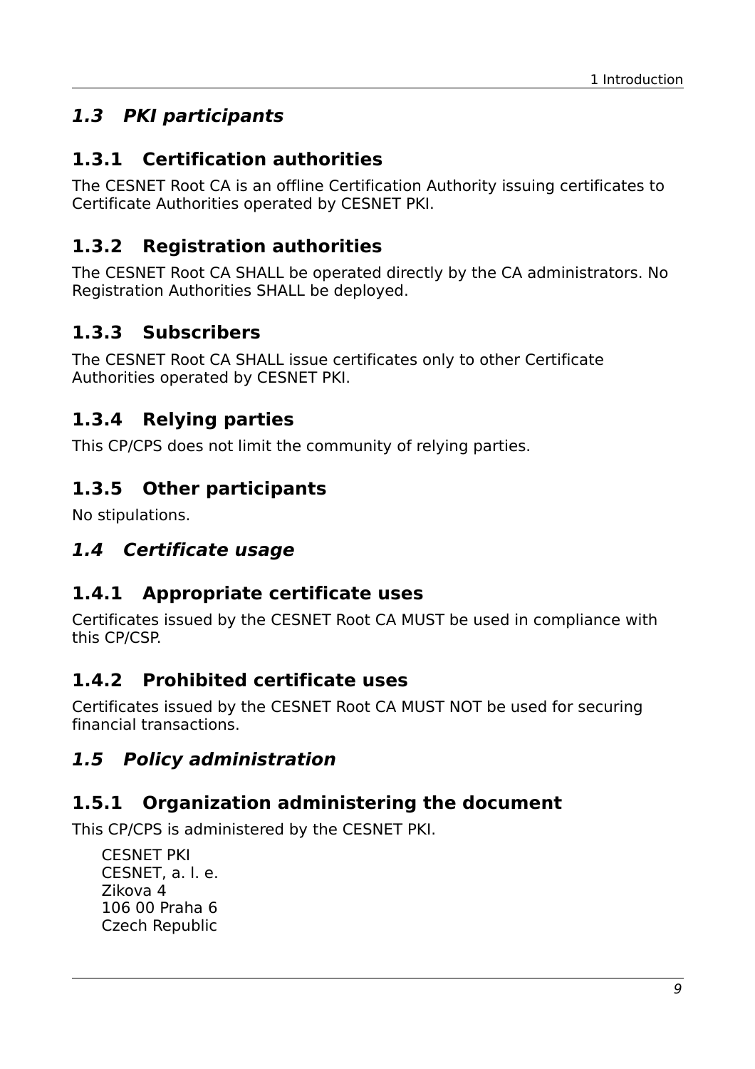## *1.3 PKI participants*

### 1.3.1 Certification authorities

The CESNET Root CA is an offline Certification Authority issuing certificates to Certificate Authorities operated by CESNET PKI.

### 1.3.2 Registration authorities

The CESNET Root CA SHALL be operated directly by the CA administrators. No Registration Authorities SHALL be deployed.

### 1.3.3 Subscribers

The CESNET Root CA SHALL issue certificates only to other Certificate Authorities operated by CESNET PKI.

### 1.3.4 Relying parties

This CP/CPS does not limit the community of relying parties.

### 1.3.5 Other participants

No stipulations.

## *1.4 Certificate usage*

### 1.4.1 Appropriate certificate uses

Certificates issued by the CESNET Root CA MUST be used in compliance with this CP/CSP.

### 1.4.2 Prohibited certificate uses

Certificates issued by the CESNET Root CA MUST NOT be used for securing financial transactions.

## *1.5 Policy administration*

### 1.5.1 Organization administering the document

This CP/CPS is administered by the CESNET PKI.

CESNET PKI
CESNET, a. l. e.
Zikova 4
106 00 Praha 6
Czech Republic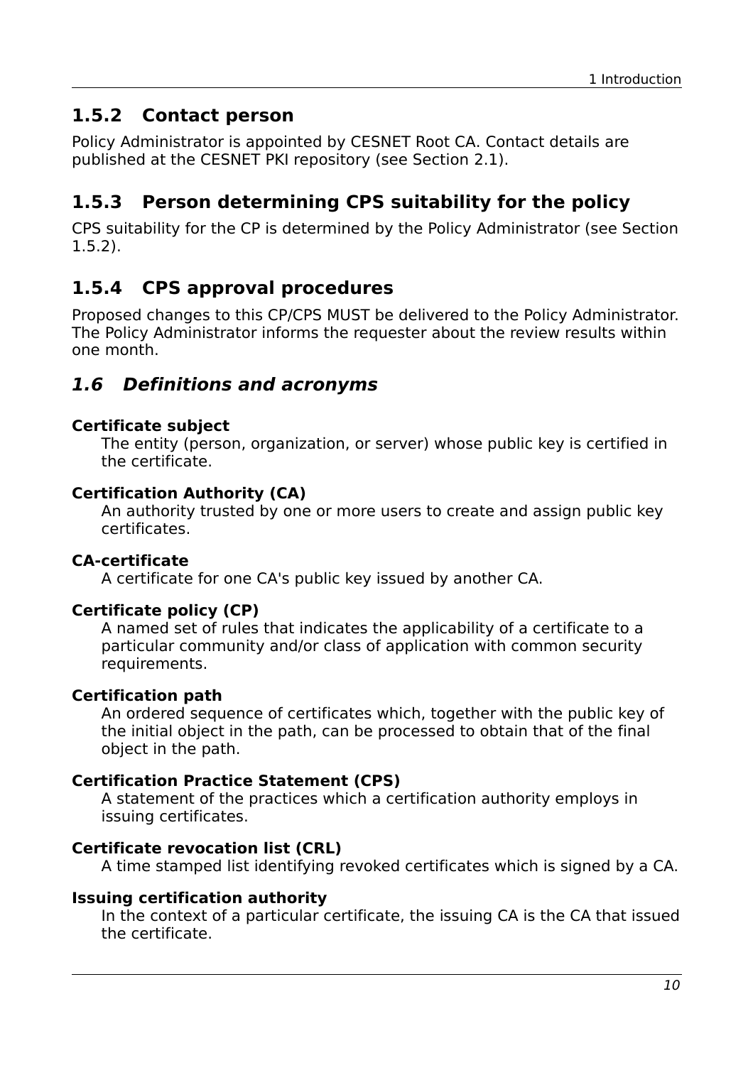### 1.5.2 Contact person

Policy Administrator is appointed by CESNET Root CA. Contact details are published at the CESNET PKI repository (see Section 2.1).

### 1.5.3 Person determining CPS suitability for the policy

CPS suitability for the CP is determined by the Policy Administrator (see Section 1.5.2).

### 1.5.4 CPS approval procedures

Proposed changes to this CP/CPS MUST be delivered to the Policy Administrator. The Policy Administrator informs the requester about the review results within one month.

## *1.6 Definitions and acronyms*

**Certificate subject**
: The entity (person, organization, or server) whose public key is certified in the certificate.

**Certification Authority (CA)**
: An authority trusted by one or more users to create and assign public key certificates.

**CA-certificate**
: A certificate for one CA's public key issued by another CA.

**Certificate policy (CP)**
: A named set of rules that indicates the applicability of a certificate to a particular community and/or class of application with common security requirements.

**Certification path**
: An ordered sequence of certificates which, together with the public key of the initial object in the path, can be processed to obtain that of the final object in the path.

**Certification Practice Statement (CPS)**
: A statement of the practices which a certification authority employs in issuing certificates.

**Certificate revocation list (CRL)**
: A time stamped list identifying revoked certificates which is signed by a CA.

**Issuing certification authority**
: In the context of a particular certificate, the issuing CA is the CA that issued the certificate.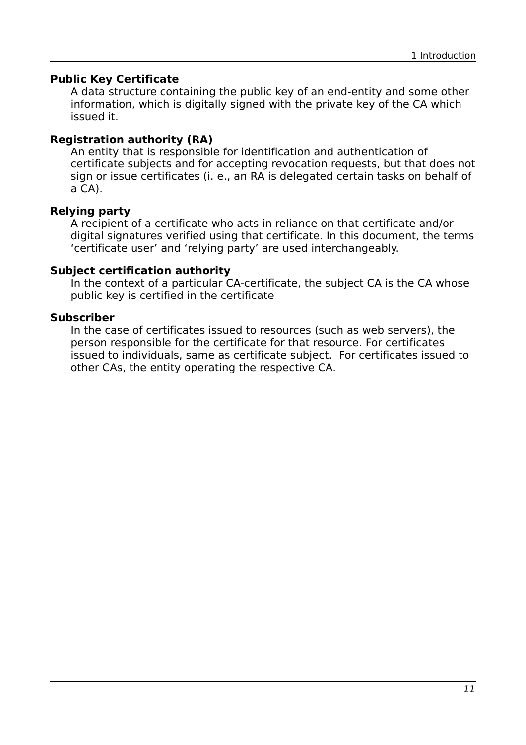**Public Key Certificate**

A data structure containing the public key of an end-entity and some other information, which is digitally signed with the private key of the CA which issued it.

**Registration authority (RA)**

An entity that is responsible for identification and authentication of certificate subjects and for accepting revocation requests, but that does not sign or issue certificates (i. e., an RA is delegated certain tasks on behalf of a CA).

**Relying party**

A recipient of a certificate who acts in reliance on that certificate and/or digital signatures verified using that certificate. In this document, the terms 'certificate user' and 'relying party' are used interchangeably.

**Subject certification authority**

In the context of a particular CA-certificate, the subject CA is the CA whose public key is certified in the certificate

**Subscriber**

In the case of certificates issued to resources (such as web servers), the person responsible for the certificate for that resource. For certificates issued to individuals, same as certificate subject. For certificates issued to other CAs, the entity operating the respective CA.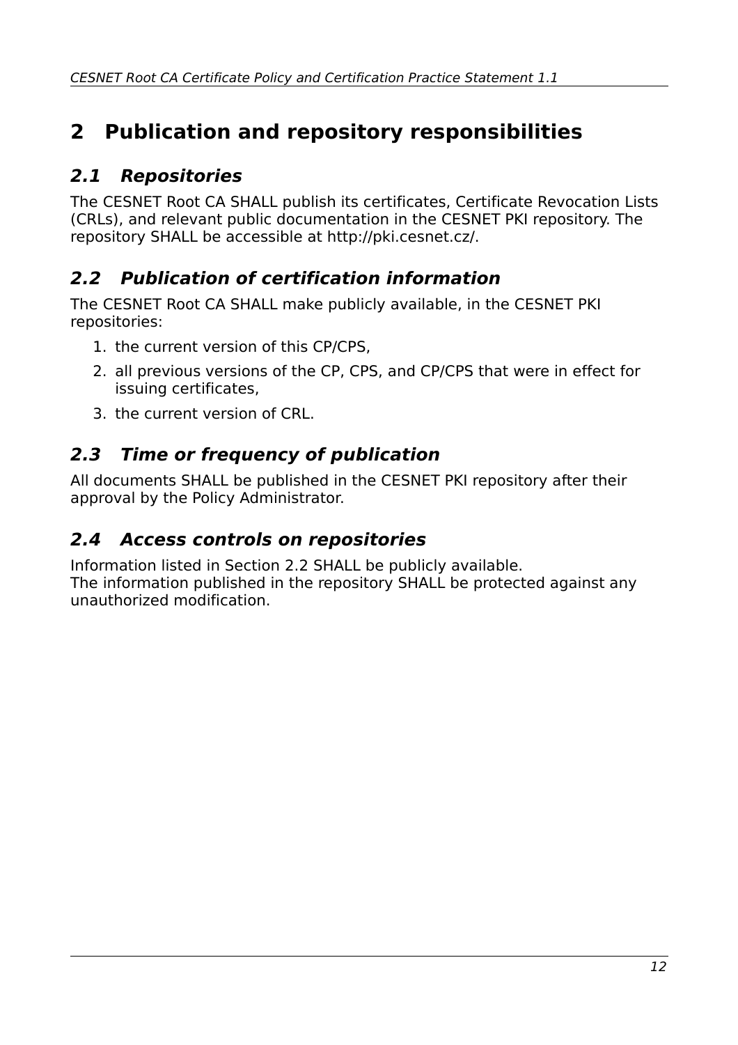# 2 Publication and repository responsibilities

## *2.1 Repositories*

The CESNET Root CA SHALL publish its certificates, Certificate Revocation Lists (CRLs), and relevant public documentation in the CESNET PKI repository. The repository SHALL be accessible at http://pki.cesnet.cz/.

## *2.2 Publication of certification information*

The CESNET Root CA SHALL make publicly available, in the CESNET PKI repositories:

1. the current version of this CP/CPS,
2. all previous versions of the CP, CPS, and CP/CPS that were in effect for issuing certificates,
3. the current version of CRL.

## *2.3 Time or frequency of publication*

All documents SHALL be published in the CESNET PKI repository after their approval by the Policy Administrator.

## *2.4 Access controls on repositories*

Information listed in Section 2.2 SHALL be publicly available.
The information published in the repository SHALL be protected against any unauthorized modification.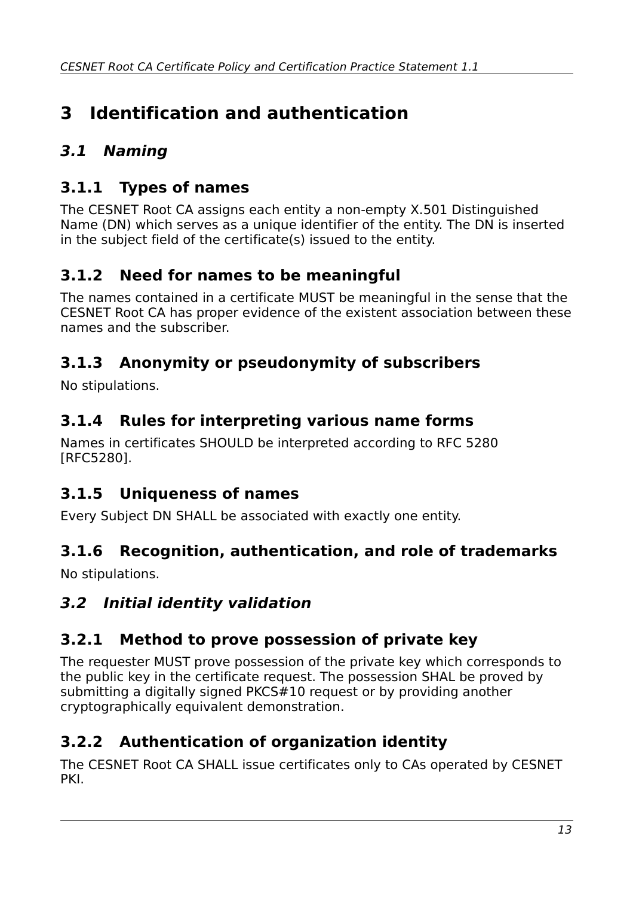# 3 Identification and authentication

## *3.1 Naming*

### 3.1.1 Types of names

The CESNET Root CA assigns each entity a non-empty X.501 Distinguished Name (DN) which serves as a unique identifier of the entity. The DN is inserted in the subject field of the certificate(s) issued to the entity.

### 3.1.2 Need for names to be meaningful

The names contained in a certificate MUST be meaningful in the sense that the CESNET Root CA has proper evidence of the existent association between these names and the subscriber.

### 3.1.3 Anonymity or pseudonymity of subscribers

No stipulations.

### 3.1.4 Rules for interpreting various name forms

Names in certificates SHOULD be interpreted according to RFC 5280 [RFC5280].

### 3.1.5 Uniqueness of names

Every Subject DN SHALL be associated with exactly one entity.

### 3.1.6 Recognition, authentication, and role of trademarks

No stipulations.

## *3.2 Initial identity validation*

### 3.2.1 Method to prove possession of private key

The requester MUST prove possession of the private key which corresponds to the public key in the certificate request. The possession SHAL be proved by submitting a digitally signed PKCS#10 request or by providing another cryptographically equivalent demonstration.

### 3.2.2 Authentication of organization identity

The CESNET Root CA SHALL issue certificates only to CAs operated by CESNET PKI.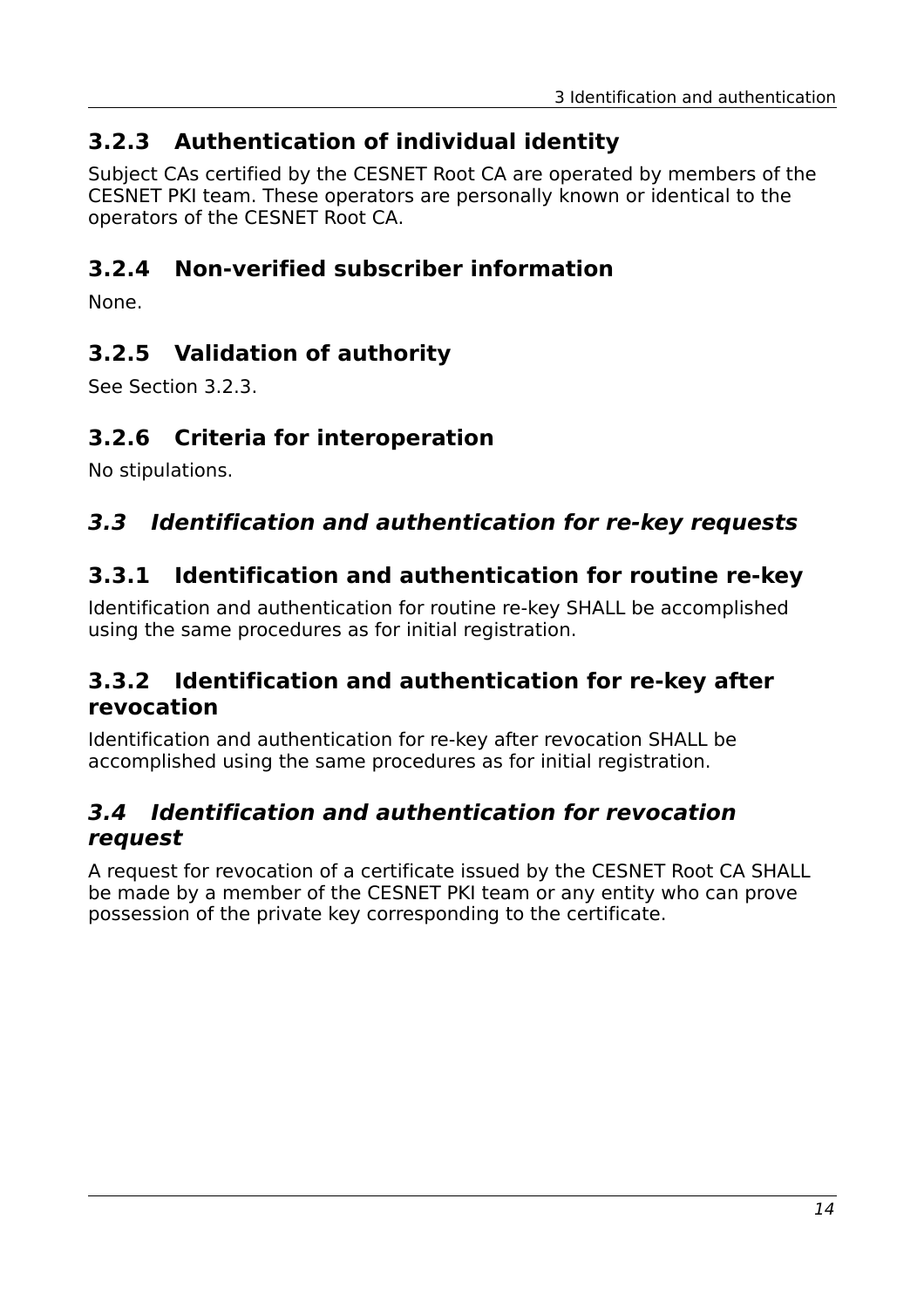### 3.2.3 Authentication of individual identity

Subject CAs certified by the CESNET Root CA are operated by members of the CESNET PKI team. These operators are personally known or identical to the operators of the CESNET Root CA.

### 3.2.4 Non-verified subscriber information

None.

### 3.2.5 Validation of authority

See Section 3.2.3.

### 3.2.6 Criteria for interoperation

No stipulations.

## *3.3 Identification and authentication for re-key requests*

### 3.3.1 Identification and authentication for routine re-key

Identification and authentication for routine re-key SHALL be accomplished using the same procedures as for initial registration.

### 3.3.2 Identification and authentication for re-key after revocation

Identification and authentication for re-key after revocation SHALL be accomplished using the same procedures as for initial registration.

## *3.4 Identification and authentication for revocation request*

A request for revocation of a certificate issued by the CESNET Root CA SHALL be made by a member of the CESNET PKI team or any entity who can prove possession of the private key corresponding to the certificate.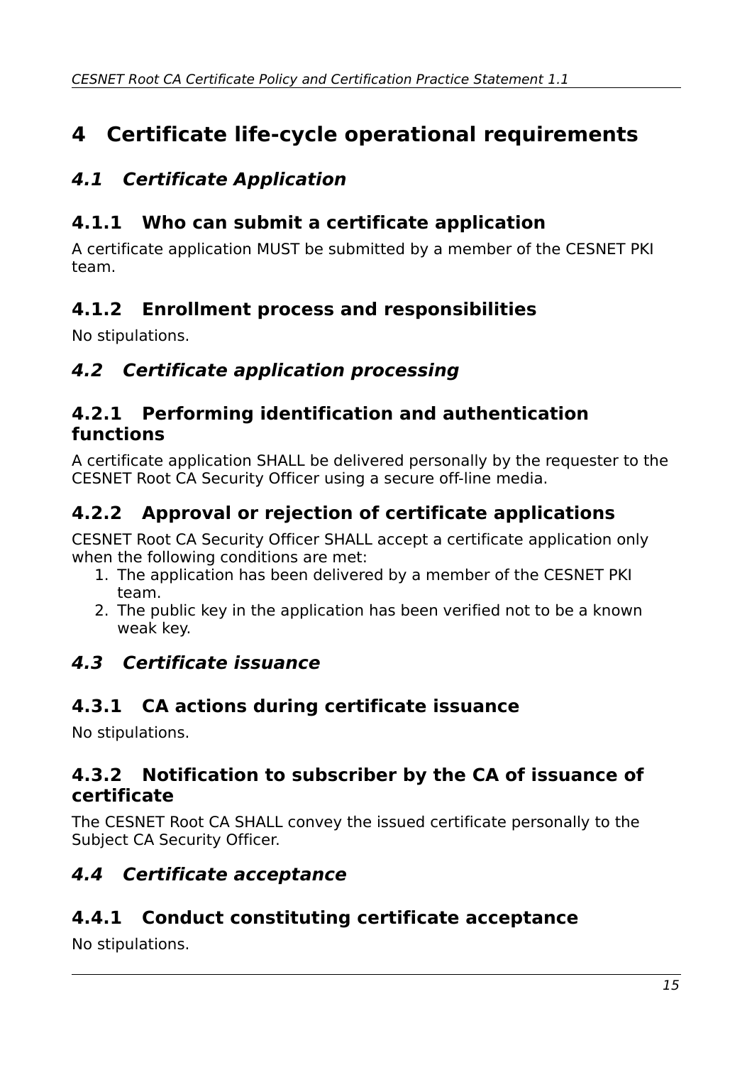# 4 Certificate life-cycle operational requirements

## *4.1 Certificate Application*

### 4.1.1 Who can submit a certificate application

A certificate application MUST be submitted by a member of the CESNET PKI team.

### 4.1.2 Enrollment process and responsibilities

No stipulations.

## *4.2 Certificate application processing*

### 4.2.1 Performing identification and authentication functions

A certificate application SHALL be delivered personally by the requester to the CESNET Root CA Security Officer using a secure off-line media.

### 4.2.2 Approval or rejection of certificate applications

CESNET Root CA Security Officer SHALL accept a certificate application only when the following conditions are met:

1. The application has been delivered by a member of the CESNET PKI team.
2. The public key in the application has been verified not to be a known weak key.

## *4.3 Certificate issuance*

### 4.3.1 CA actions during certificate issuance

No stipulations.

### 4.3.2 Notification to subscriber by the CA of issuance of certificate

The CESNET Root CA SHALL convey the issued certificate personally to the Subject CA Security Officer.

## *4.4 Certificate acceptance*

### 4.4.1 Conduct constituting certificate acceptance

No stipulations.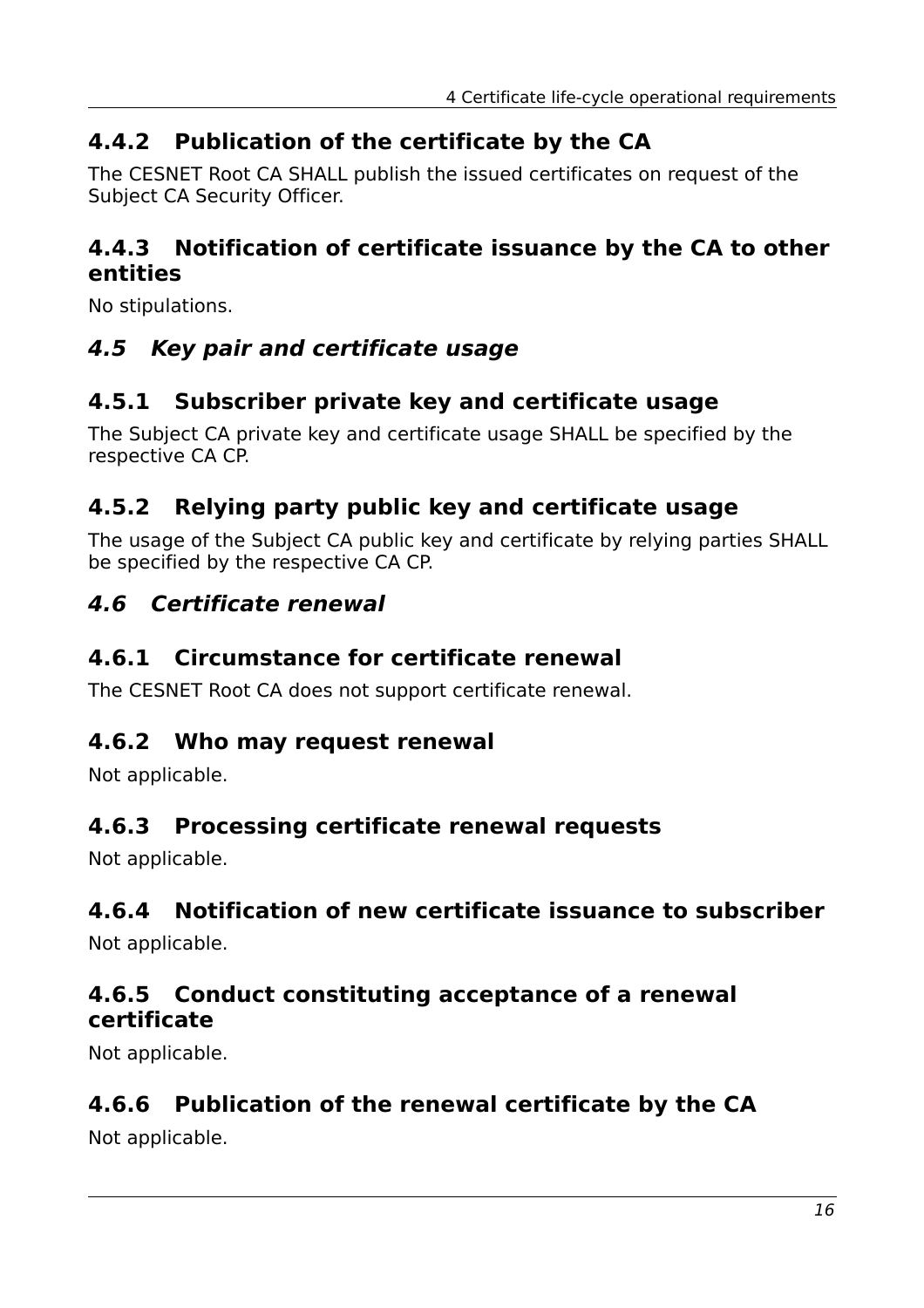### 4.4.2 Publication of the certificate by the CA

The CESNET Root CA SHALL publish the issued certificates on request of the Subject CA Security Officer.

### 4.4.3 Notification of certificate issuance by the CA to other entities

No stipulations.

## *4.5 Key pair and certificate usage*

### 4.5.1 Subscriber private key and certificate usage

The Subject CA private key and certificate usage SHALL be specified by the respective CA CP.

### 4.5.2 Relying party public key and certificate usage

The usage of the Subject CA public key and certificate by relying parties SHALL be specified by the respective CA CP.

## *4.6 Certificate renewal*

### 4.6.1 Circumstance for certificate renewal

The CESNET Root CA does not support certificate renewal.

### 4.6.2 Who may request renewal

Not applicable.

### 4.6.3 Processing certificate renewal requests

Not applicable.

### 4.6.4 Notification of new certificate issuance to subscriber

Not applicable.

### 4.6.5 Conduct constituting acceptance of a renewal certificate

Not applicable.

### 4.6.6 Publication of the renewal certificate by the CA

Not applicable.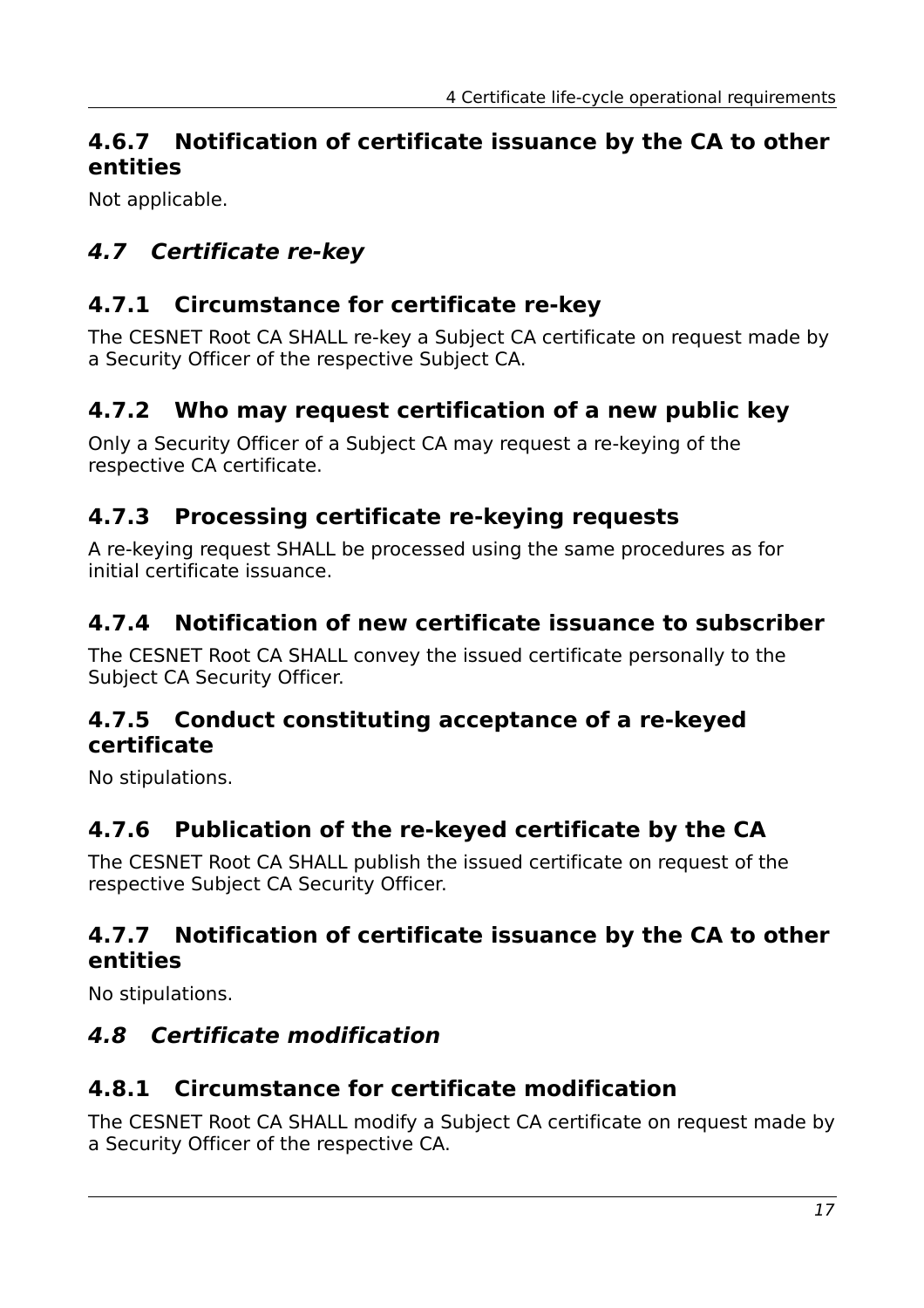### 4.6.7 Notification of certificate issuance by the CA to other entities

Not applicable.

## *4.7 Certificate re-key*

### 4.7.1 Circumstance for certificate re-key

The CESNET Root CA SHALL re-key a Subject CA certificate on request made by a Security Officer of the respective Subject CA.

### 4.7.2 Who may request certification of a new public key

Only a Security Officer of a Subject CA may request a re-keying of the respective CA certificate.

### 4.7.3 Processing certificate re-keying requests

A re-keying request SHALL be processed using the same procedures as for initial certificate issuance.

### 4.7.4 Notification of new certificate issuance to subscriber

The CESNET Root CA SHALL convey the issued certificate personally to the Subject CA Security Officer.

### 4.7.5 Conduct constituting acceptance of a re-keyed certificate

No stipulations.

### 4.7.6 Publication of the re-keyed certificate by the CA

The CESNET Root CA SHALL publish the issued certificate on request of the respective Subject CA Security Officer.

### 4.7.7 Notification of certificate issuance by the CA to other entities

No stipulations.

## *4.8 Certificate modification*

### 4.8.1 Circumstance for certificate modification

The CESNET Root CA SHALL modify a Subject CA certificate on request made by a Security Officer of the respective CA.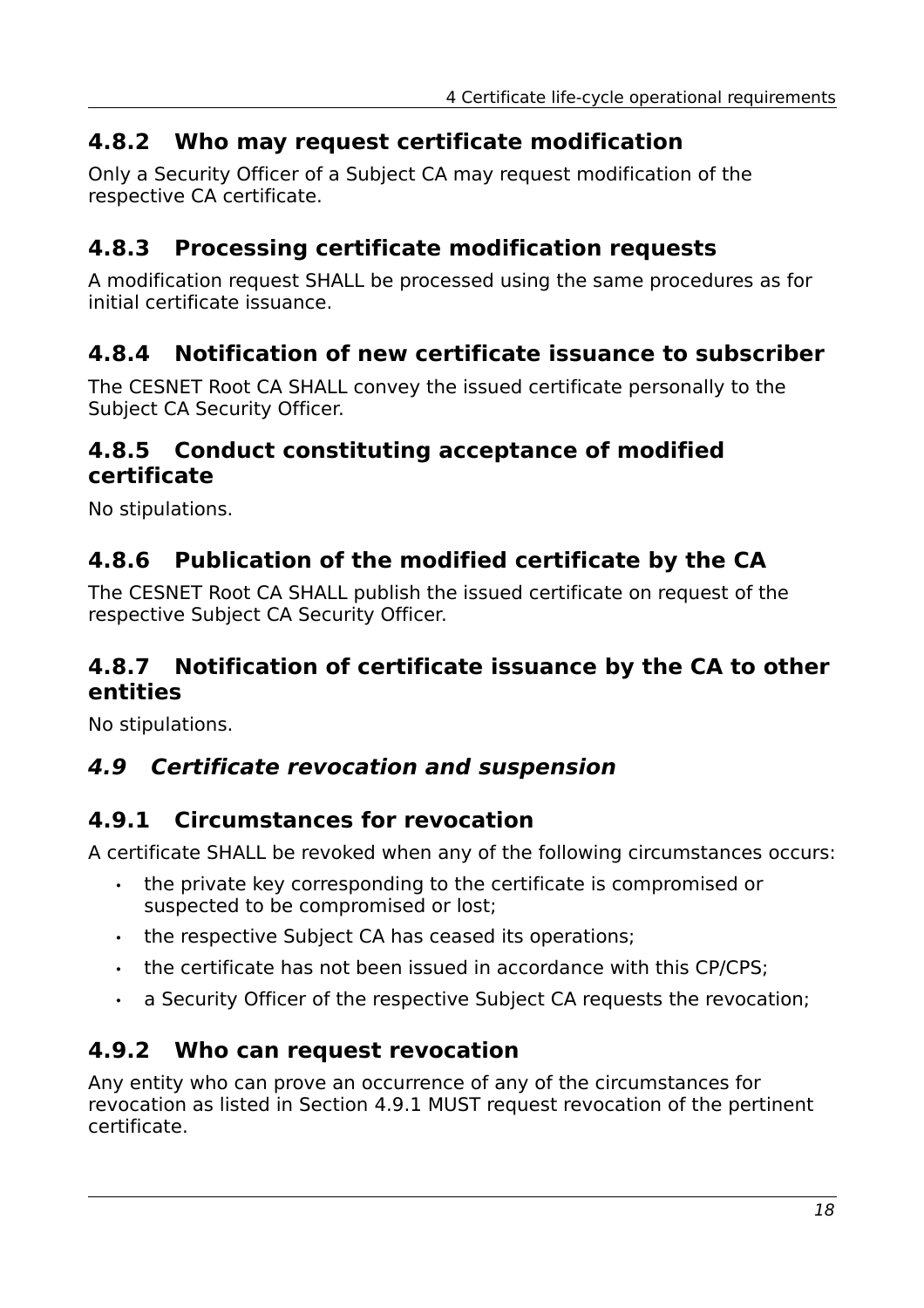### 4.8.2 Who may request certificate modification

Only a Security Officer of a Subject CA may request modification of the respective CA certificate.

### 4.8.3 Processing certificate modification requests

A modification request SHALL be processed using the same procedures as for initial certificate issuance.

### 4.8.4 Notification of new certificate issuance to subscriber

The CESNET Root CA SHALL convey the issued certificate personally to the Subject CA Security Officer.

### 4.8.5 Conduct constituting acceptance of modified certificate

No stipulations.

### 4.8.6 Publication of the modified certificate by the CA

The CESNET Root CA SHALL publish the issued certificate on request of the respective Subject CA Security Officer.

### 4.8.7 Notification of certificate issuance by the CA to other entities

No stipulations.

## *4.9 Certificate revocation and suspension*

### 4.9.1 Circumstances for revocation

A certificate SHALL be revoked when any of the following circumstances occurs:

- the private key corresponding to the certificate is compromised or suspected to be compromised or lost;
- the respective Subject CA has ceased its operations;
- the certificate has not been issued in accordance with this CP/CPS;
- a Security Officer of the respective Subject CA requests the revocation;

### 4.9.2 Who can request revocation

Any entity who can prove an occurrence of any of the circumstances for revocation as listed in Section 4.9.1 MUST request revocation of the pertinent certificate.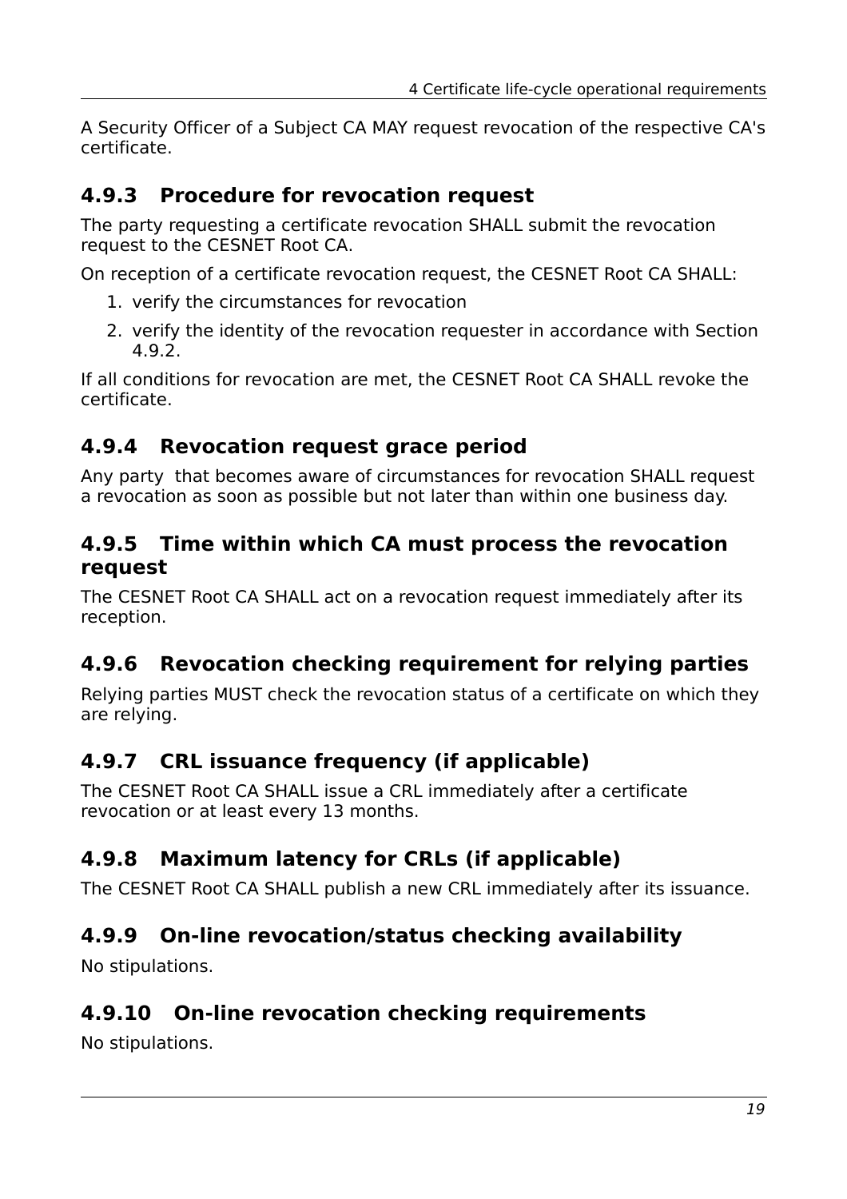A Security Officer of a Subject CA MAY request revocation of the respective CA's certificate.

### 4.9.3 Procedure for revocation request

The party requesting a certificate revocation SHALL submit the revocation request to the CESNET Root CA.

On reception of a certificate revocation request, the CESNET Root CA SHALL:

1. verify the circumstances for revocation
2. verify the identity of the revocation requester in accordance with Section 4.9.2.

If all conditions for revocation are met, the CESNET Root CA SHALL revoke the certificate.

### 4.9.4 Revocation request grace period

Any party that becomes aware of circumstances for revocation SHALL request a revocation as soon as possible but not later than within one business day.

### 4.9.5 Time within which CA must process the revocation request

The CESNET Root CA SHALL act on a revocation request immediately after its reception.

### 4.9.6 Revocation checking requirement for relying parties

Relying parties MUST check the revocation status of a certificate on which they are relying.

### 4.9.7 CRL issuance frequency (if applicable)

The CESNET Root CA SHALL issue a CRL immediately after a certificate revocation or at least every 13 months.

### 4.9.8 Maximum latency for CRLs (if applicable)

The CESNET Root CA SHALL publish a new CRL immediately after its issuance.

### 4.9.9 On-line revocation/status checking availability

No stipulations.

### 4.9.10 On-line revocation checking requirements

No stipulations.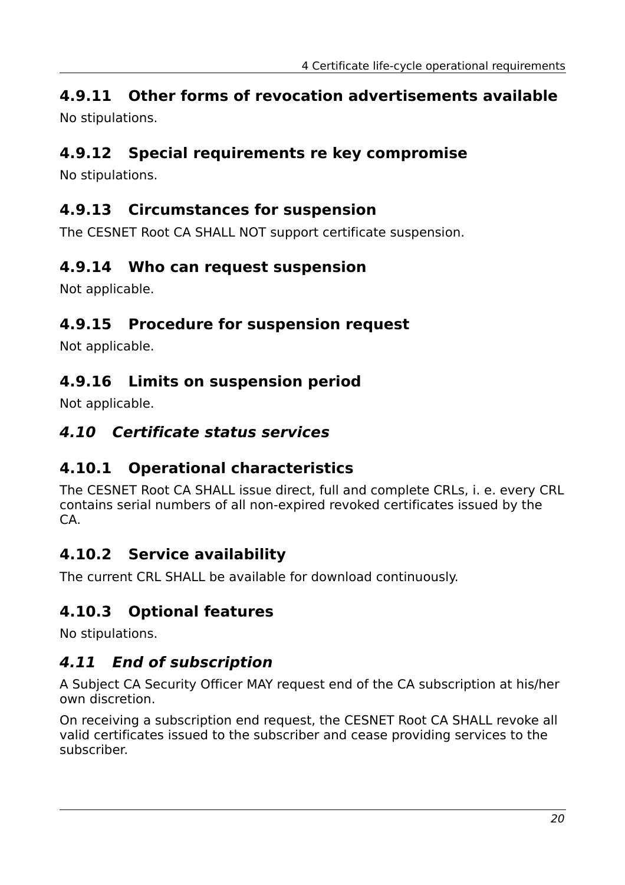### 4.9.11 Other forms of revocation advertisements available

No stipulations.

### 4.9.12 Special requirements re key compromise

No stipulations.

### 4.9.13 Circumstances for suspension

The CESNET Root CA SHALL NOT support certificate suspension.

### 4.9.14 Who can request suspension

Not applicable.

### 4.9.15 Procedure for suspension request

Not applicable.

### 4.9.16 Limits on suspension period

Not applicable.

## *4.10 Certificate status services*

### 4.10.1 Operational characteristics

The CESNET Root CA SHALL issue direct, full and complete CRLs, i. e. every CRL contains serial numbers of all non-expired revoked certificates issued by the CA.

### 4.10.2 Service availability

The current CRL SHALL be available for download continuously.

### 4.10.3 Optional features

No stipulations.

## *4.11 End of subscription*

A Subject CA Security Officer MAY request end of the CA subscription at his/her own discretion.

On receiving a subscription end request, the CESNET Root CA SHALL revoke all valid certificates issued to the subscriber and cease providing services to the subscriber.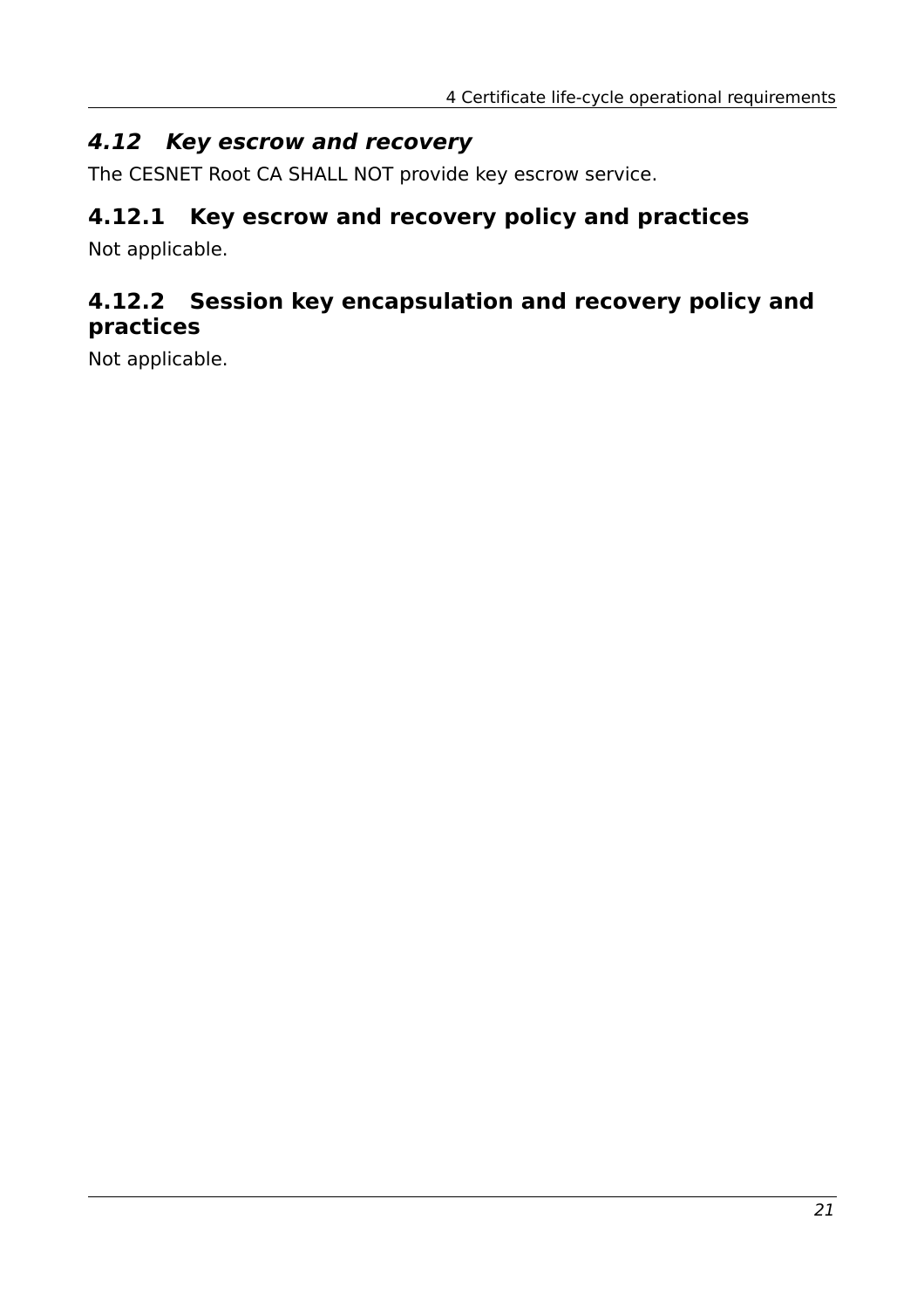## *4.12 Key escrow and recovery*

The CESNET Root CA SHALL NOT provide key escrow service.

### 4.12.1 Key escrow and recovery policy and practices

Not applicable.

### 4.12.2 Session key encapsulation and recovery policy and practices

Not applicable.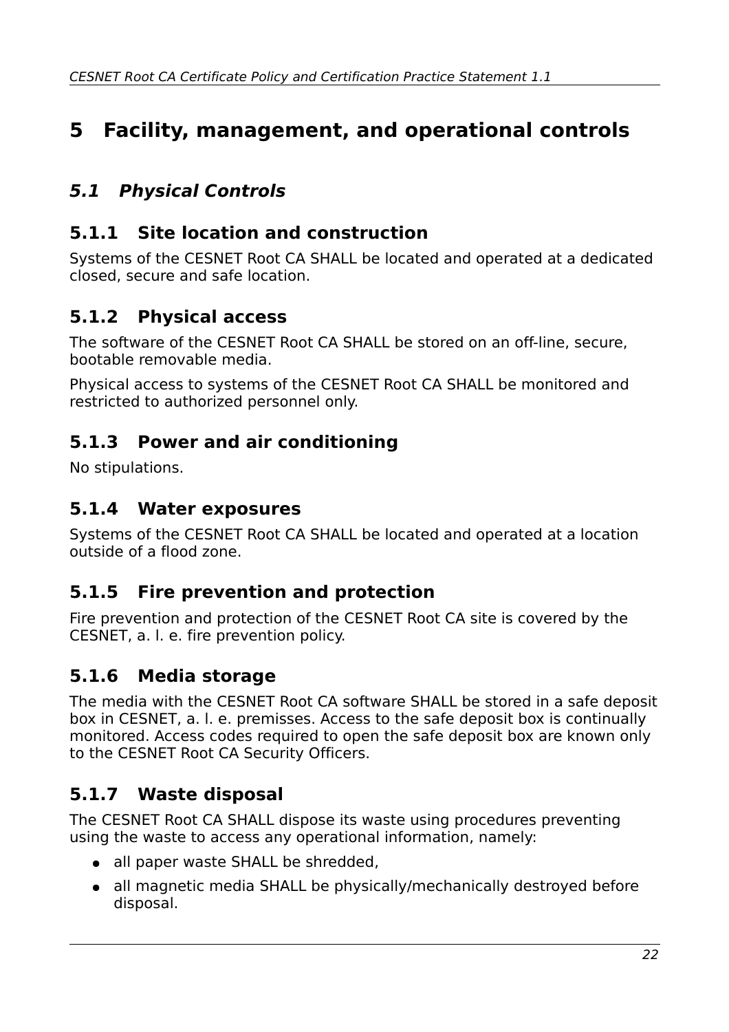# 5 Facility, management, and operational controls

## *5.1 Physical Controls*

### 5.1.1 Site location and construction

Systems of the CESNET Root CA SHALL be located and operated at a dedicated closed, secure and safe location.

### 5.1.2 Physical access

The software of the CESNET Root CA SHALL be stored on an off-line, secure, bootable removable media.

Physical access to systems of the CESNET Root CA SHALL be monitored and restricted to authorized personnel only.

### 5.1.3 Power and air conditioning

No stipulations.

### 5.1.4 Water exposures

Systems of the CESNET Root CA SHALL be located and operated at a location outside of a flood zone.

### 5.1.5 Fire prevention and protection

Fire prevention and protection of the CESNET Root CA site is covered by the CESNET, a. l. e. fire prevention policy.

### 5.1.6 Media storage

The media with the CESNET Root CA software SHALL be stored in a safe deposit box in CESNET, a. l. e. premisses. Access to the safe deposit box is continually monitored. Access codes required to open the safe deposit box are known only to the CESNET Root CA Security Officers.

### 5.1.7 Waste disposal

The CESNET Root CA SHALL dispose its waste using procedures preventing using the waste to access any operational information, namely:

- all paper waste SHALL be shredded,
- all magnetic media SHALL be physically/mechanically destroyed before disposal.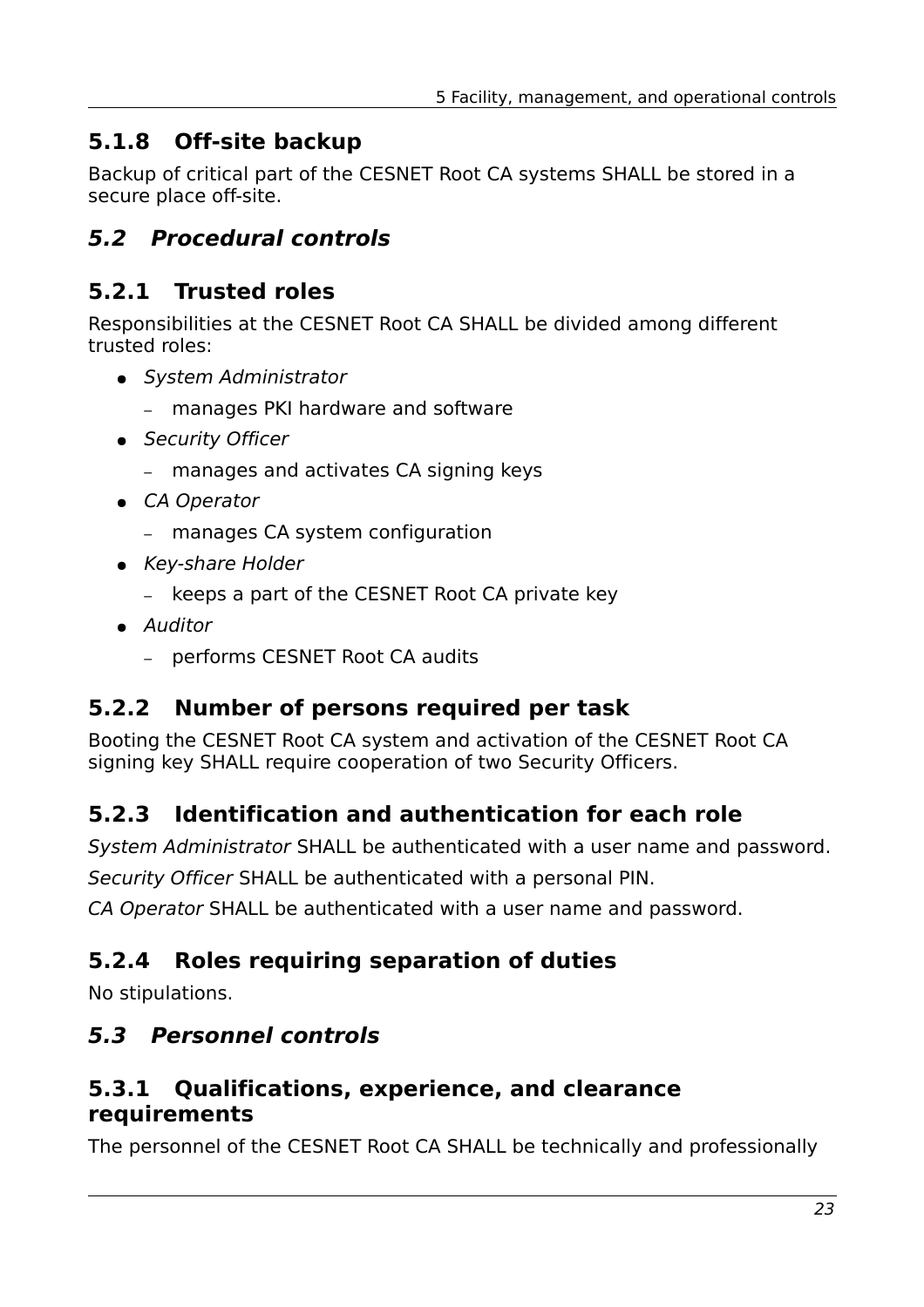### 5.1.8 Off-site backup

Backup of critical part of the CESNET Root CA systems SHALL be stored in a secure place off-site.

## *5.2 Procedural controls*

### 5.2.1 Trusted roles

Responsibilities at the CESNET Root CA SHALL be divided among different trusted roles:

- *System Administrator*
  - manages PKI hardware and software
- *Security Officer*
  - manages and activates CA signing keys
- *CA Operator*
  - manages CA system configuration
- *Key-share Holder*
  - keeps a part of the CESNET Root CA private key
- *Auditor*
  - performs CESNET Root CA audits

### 5.2.2 Number of persons required per task

Booting the CESNET Root CA system and activation of the CESNET Root CA signing key SHALL require cooperation of two Security Officers.

### 5.2.3 Identification and authentication for each role

*System Administrator* SHALL be authenticated with a user name and password.

*Security Officer* SHALL be authenticated with a personal PIN.

*CA Operator* SHALL be authenticated with a user name and password.

### 5.2.4 Roles requiring separation of duties

No stipulations.

## *5.3 Personnel controls*

### 5.3.1 Qualifications, experience, and clearance requirements

The personnel of the CESNET Root CA SHALL be technically and professionally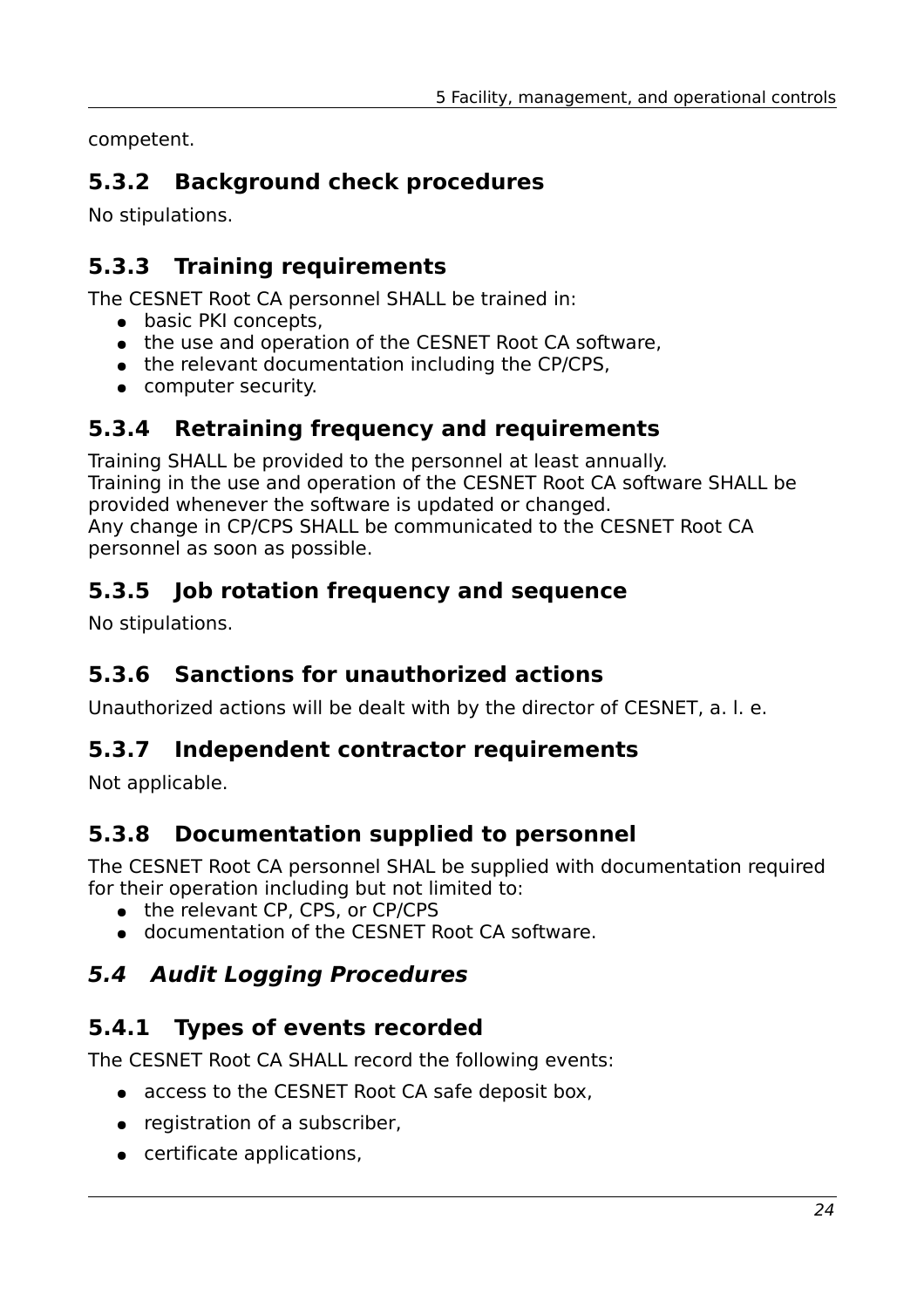competent.

### 5.3.2 Background check procedures

No stipulations.

### 5.3.3 Training requirements

The CESNET Root CA personnel SHALL be trained in:

- basic PKI concepts,
- the use and operation of the CESNET Root CA software,
- the relevant documentation including the CP/CPS,
- computer security.

### 5.3.4 Retraining frequency and requirements

Training SHALL be provided to the personnel at least annually.
Training in the use and operation of the CESNET Root CA software SHALL be provided whenever the software is updated or changed.
Any change in CP/CPS SHALL be communicated to the CESNET Root CA personnel as soon as possible.

### 5.3.5 Job rotation frequency and sequence

No stipulations.

### 5.3.6 Sanctions for unauthorized actions

Unauthorized actions will be dealt with by the director of CESNET, a. l. e.

### 5.3.7 Independent contractor requirements

Not applicable.

### 5.3.8 Documentation supplied to personnel

The CESNET Root CA personnel SHAL be supplied with documentation required for their operation including but not limited to:

- the relevant CP, CPS, or CP/CPS
- documentation of the CESNET Root CA software.

## *5.4 Audit Logging Procedures*

### 5.4.1 Types of events recorded

The CESNET Root CA SHALL record the following events:

- access to the CESNET Root CA safe deposit box,
- registration of a subscriber,
- certificate applications,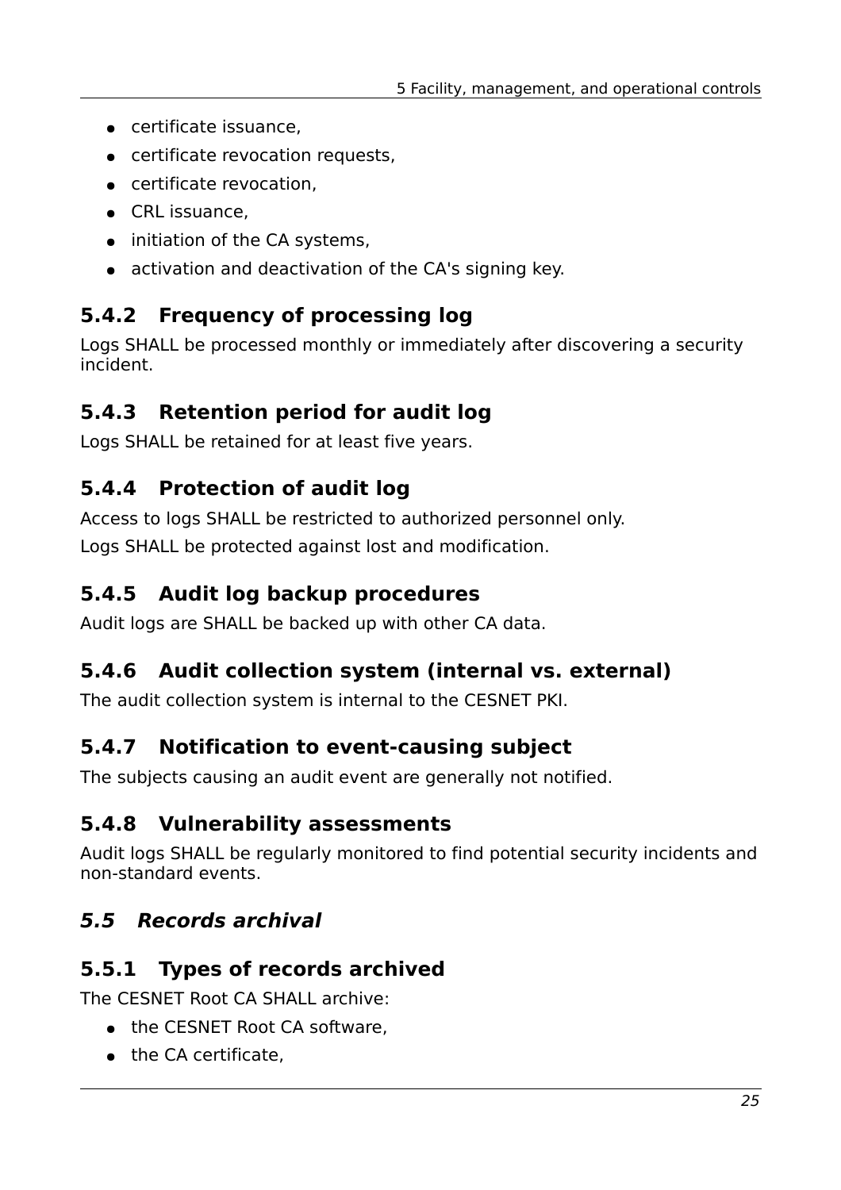- certificate issuance,
- certificate revocation requests,
- certificate revocation,
- CRL issuance,
- initiation of the CA systems,
- activation and deactivation of the CA's signing key.

### 5.4.2 Frequency of processing log

Logs SHALL be processed monthly or immediately after discovering a security incident.

### 5.4.3 Retention period for audit log

Logs SHALL be retained for at least five years.

### 5.4.4 Protection of audit log

Access to logs SHALL be restricted to authorized personnel only.

Logs SHALL be protected against lost and modification.

### 5.4.5 Audit log backup procedures

Audit logs are SHALL be backed up with other CA data.

### 5.4.6 Audit collection system (internal vs. external)

The audit collection system is internal to the CESNET PKI.

### 5.4.7 Notification to event-causing subject

The subjects causing an audit event are generally not notified.

### 5.4.8 Vulnerability assessments

Audit logs SHALL be regularly monitored to find potential security incidents and non-standard events.

## *5.5 Records archival*

### 5.5.1 Types of records archived

The CESNET Root CA SHALL archive:

- the CESNET Root CA software,
- the CA certificate,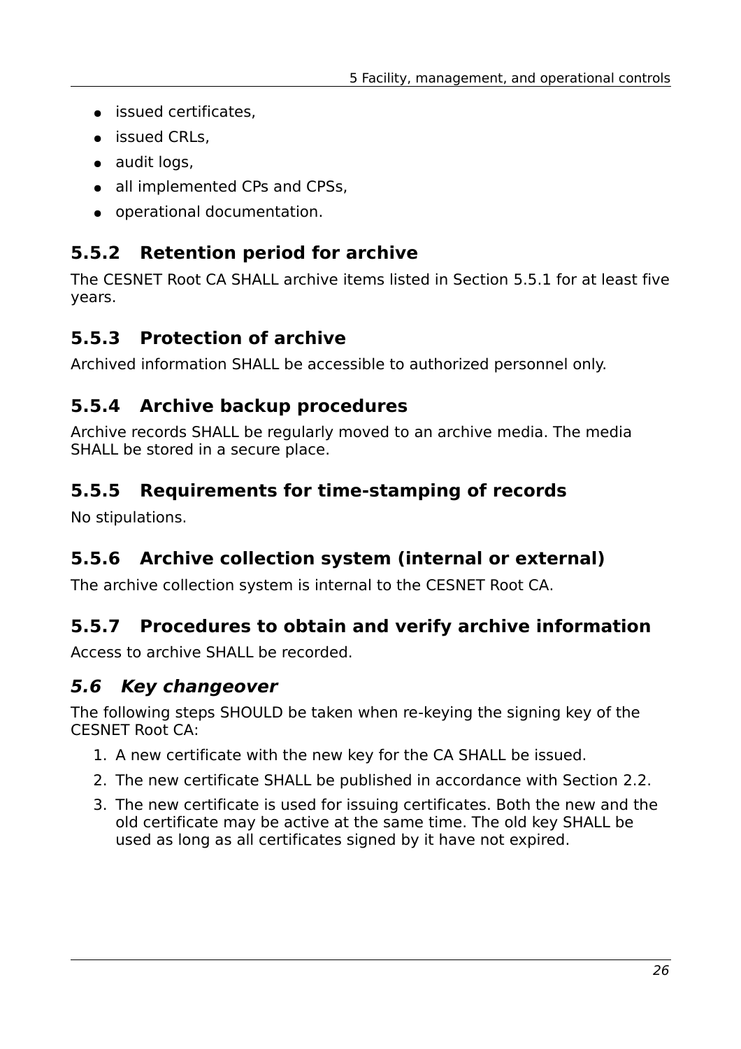- issued certificates,
- issued CRLs,
- audit logs,
- all implemented CPs and CPSs,
- operational documentation.

### 5.5.2 Retention period for archive

The CESNET Root CA SHALL archive items listed in Section 5.5.1 for at least five years.

### 5.5.3 Protection of archive

Archived information SHALL be accessible to authorized personnel only.

### 5.5.4 Archive backup procedures

Archive records SHALL be regularly moved to an archive media. The media SHALL be stored in a secure place.

### 5.5.5 Requirements for time-stamping of records

No stipulations.

### 5.5.6 Archive collection system (internal or external)

The archive collection system is internal to the CESNET Root CA.

### 5.5.7 Procedures to obtain and verify archive information

Access to archive SHALL be recorded.

## *5.6 Key changeover*

The following steps SHOULD be taken when re-keying the signing key of the CESNET Root CA:

1. A new certificate with the new key for the CA SHALL be issued.
2. The new certificate SHALL be published in accordance with Section 2.2.
3. The new certificate is used for issuing certificates. Both the new and the old certificate may be active at the same time. The old key SHALL be used as long as all certificates signed by it have not expired.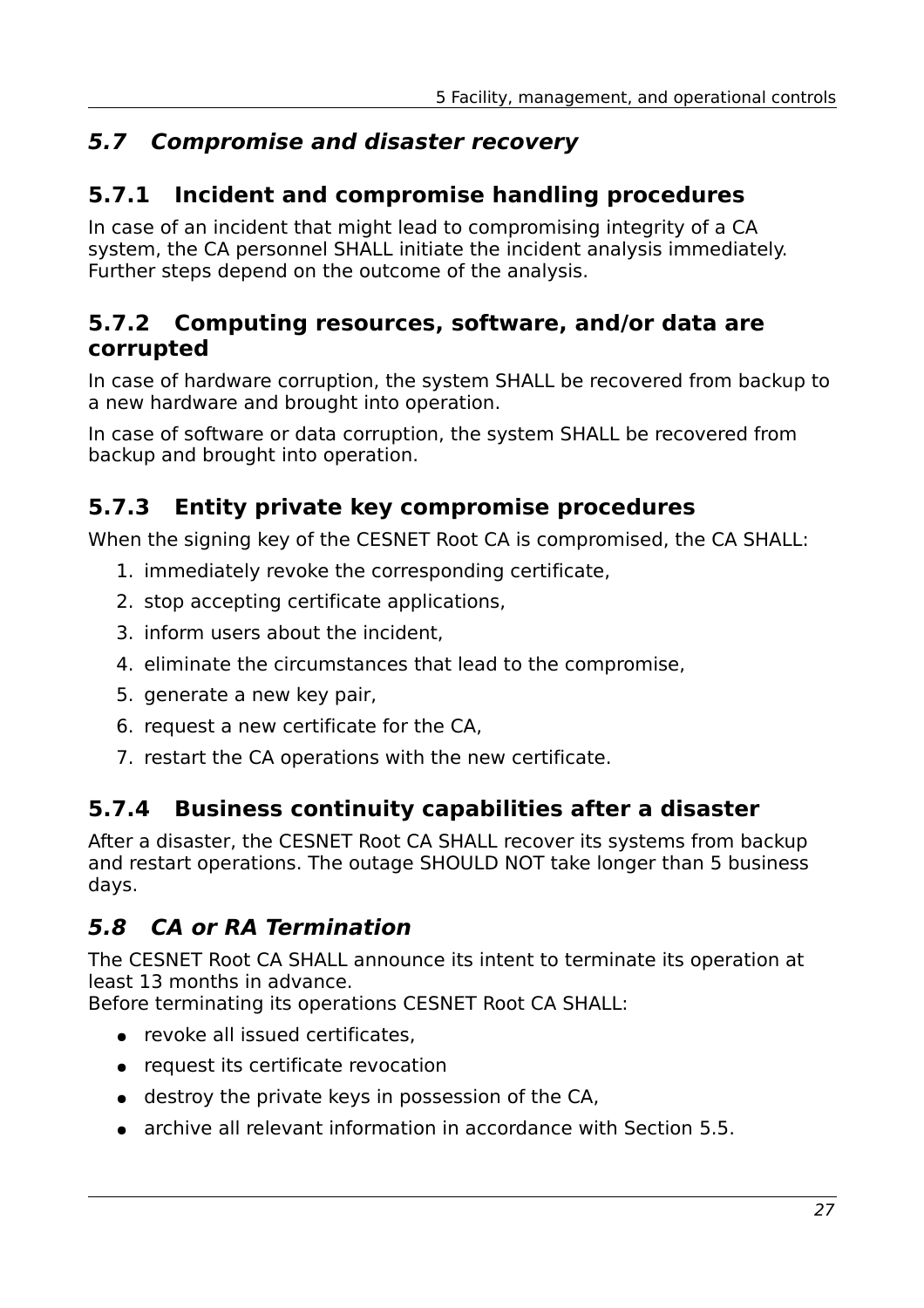## *5.7 Compromise and disaster recovery*

### 5.7.1 Incident and compromise handling procedures

In case of an incident that might lead to compromising integrity of a CA system, the CA personnel SHALL initiate the incident analysis immediately. Further steps depend on the outcome of the analysis.

### 5.7.2 Computing resources, software, and/or data are corrupted

In case of hardware corruption, the system SHALL be recovered from backup to a new hardware and brought into operation.

In case of software or data corruption, the system SHALL be recovered from backup and brought into operation.

### 5.7.3 Entity private key compromise procedures

When the signing key of the CESNET Root CA is compromised, the CA SHALL:

1. immediately revoke the corresponding certificate,
2. stop accepting certificate applications,
3. inform users about the incident,
4. eliminate the circumstances that lead to the compromise,
5. generate a new key pair,
6. request a new certificate for the CA,
7. restart the CA operations with the new certificate.

### 5.7.4 Business continuity capabilities after a disaster

After a disaster, the CESNET Root CA SHALL recover its systems from backup and restart operations. The outage SHOULD NOT take longer than 5 business days.

## *5.8 CA or RA Termination*

The CESNET Root CA SHALL announce its intent to terminate its operation at least 13 months in advance.
Before terminating its operations CESNET Root CA SHALL:

- revoke all issued certificates,
- request its certificate revocation
- destroy the private keys in possession of the CA,
- archive all relevant information in accordance with Section 5.5.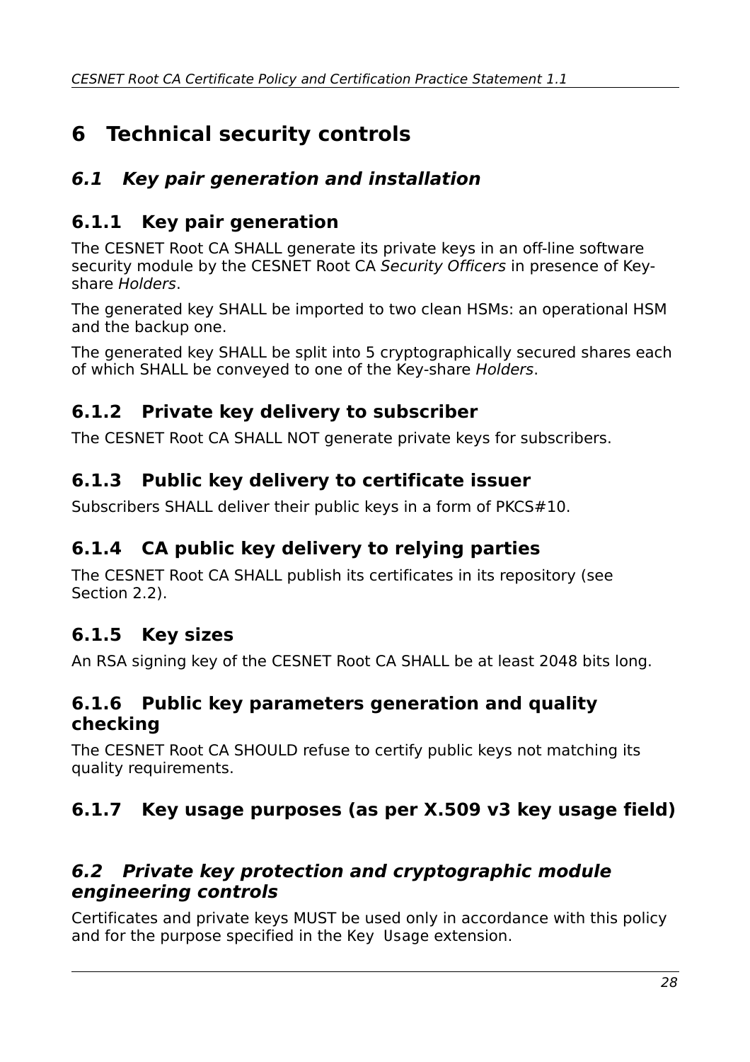# 6 Technical security controls

## *6.1 Key pair generation and installation*

### 6.1.1 Key pair generation

The CESNET Root CA SHALL generate its private keys in an off-line software security module by the CESNET Root CA *Security Officers* in presence of Key-share *Holders*.

The generated key SHALL be imported to two clean HSMs: an operational HSM and the backup one.

The generated key SHALL be split into 5 cryptographically secured shares each of which SHALL be conveyed to one of the Key-share *Holders*.

### 6.1.2 Private key delivery to subscriber

The CESNET Root CA SHALL NOT generate private keys for subscribers.

### 6.1.3 Public key delivery to certificate issuer

Subscribers SHALL deliver their public keys in a form of PKCS#10.

### 6.1.4 CA public key delivery to relying parties

The CESNET Root CA SHALL publish its certificates in its repository (see Section 2.2).

### 6.1.5 Key sizes

An RSA signing key of the CESNET Root CA SHALL be at least 2048 bits long.

### 6.1.6 Public key parameters generation and quality checking

The CESNET Root CA SHOULD refuse to certify public keys not matching its quality requirements.

### 6.1.7 Key usage purposes (as per X.509 v3 key usage field)

## *6.2 Private key protection and cryptographic module engineering controls*

Certificates and private keys MUST be used only in accordance with this policy and for the purpose specified in the Key Usage extension.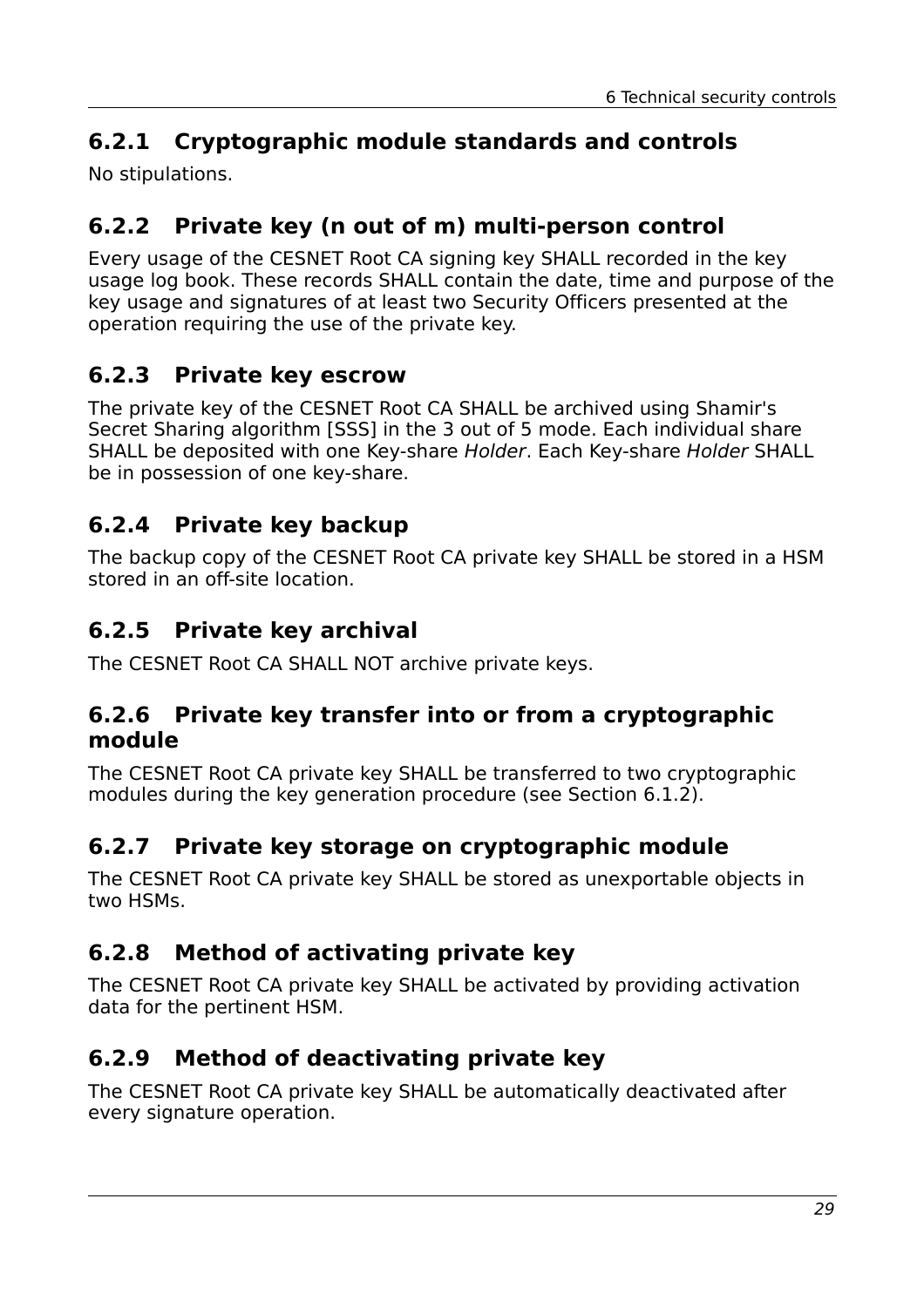### 6.2.1 Cryptographic module standards and controls

No stipulations.

### 6.2.2 Private key (n out of m) multi-person control

Every usage of the CESNET Root CA signing key SHALL recorded in the key usage log book. These records SHALL contain the date, time and purpose of the key usage and signatures of at least two Security Officers presented at the operation requiring the use of the private key.

### 6.2.3 Private key escrow

The private key of the CESNET Root CA SHALL be archived using Shamir's Secret Sharing algorithm [SSS] in the 3 out of 5 mode. Each individual share SHALL be deposited with one Key-share *Holder*. Each Key-share *Holder* SHALL be in possession of one key-share.

### 6.2.4 Private key backup

The backup copy of the CESNET Root CA private key SHALL be stored in a HSM stored in an off-site location.

### 6.2.5 Private key archival

The CESNET Root CA SHALL NOT archive private keys.

### 6.2.6 Private key transfer into or from a cryptographic module

The CESNET Root CA private key SHALL be transferred to two cryptographic modules during the key generation procedure (see Section 6.1.2).

### 6.2.7 Private key storage on cryptographic module

The CESNET Root CA private key SHALL be stored as unexportable objects in two HSMs.

### 6.2.8 Method of activating private key

The CESNET Root CA private key SHALL be activated by providing activation data for the pertinent HSM.

### 6.2.9 Method of deactivating private key

The CESNET Root CA private key SHALL be automatically deactivated after every signature operation.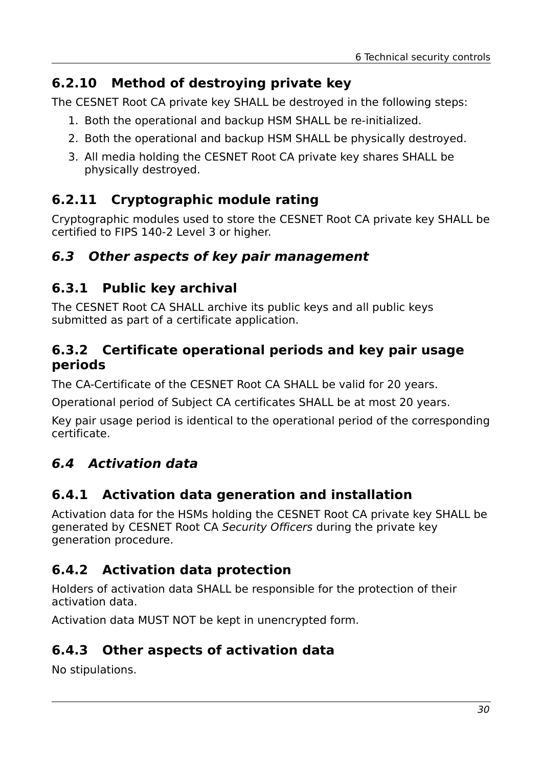### 6.2.10 Method of destroying private key

The CESNET Root CA private key SHALL be destroyed in the following steps:

1. Both the operational and backup HSM SHALL be re-initialized.
2. Both the operational and backup HSM SHALL be physically destroyed.
3. All media holding the CESNET Root CA private key shares SHALL be physically destroyed.

### 6.2.11 Cryptographic module rating

Cryptographic modules used to store the CESNET Root CA private key SHALL be certified to FIPS 140-2 Level 3 or higher.

## *6.3 Other aspects of key pair management*

### 6.3.1 Public key archival

The CESNET Root CA SHALL archive its public keys and all public keys submitted as part of a certificate application.

### 6.3.2 Certificate operational periods and key pair usage periods

The CA-Certificate of the CESNET Root CA SHALL be valid for 20 years.

Operational period of Subject CA certificates SHALL be at most 20 years.

Key pair usage period is identical to the operational period of the corresponding certificate.

## *6.4 Activation data*

### 6.4.1 Activation data generation and installation

Activation data for the HSMs holding the CESNET Root CA private key SHALL be generated by CESNET Root CA *Security Officers* during the private key generation procedure.

### 6.4.2 Activation data protection

Holders of activation data SHALL be responsible for the protection of their activation data.

Activation data MUST NOT be kept in unencrypted form.

### 6.4.3 Other aspects of activation data

No stipulations.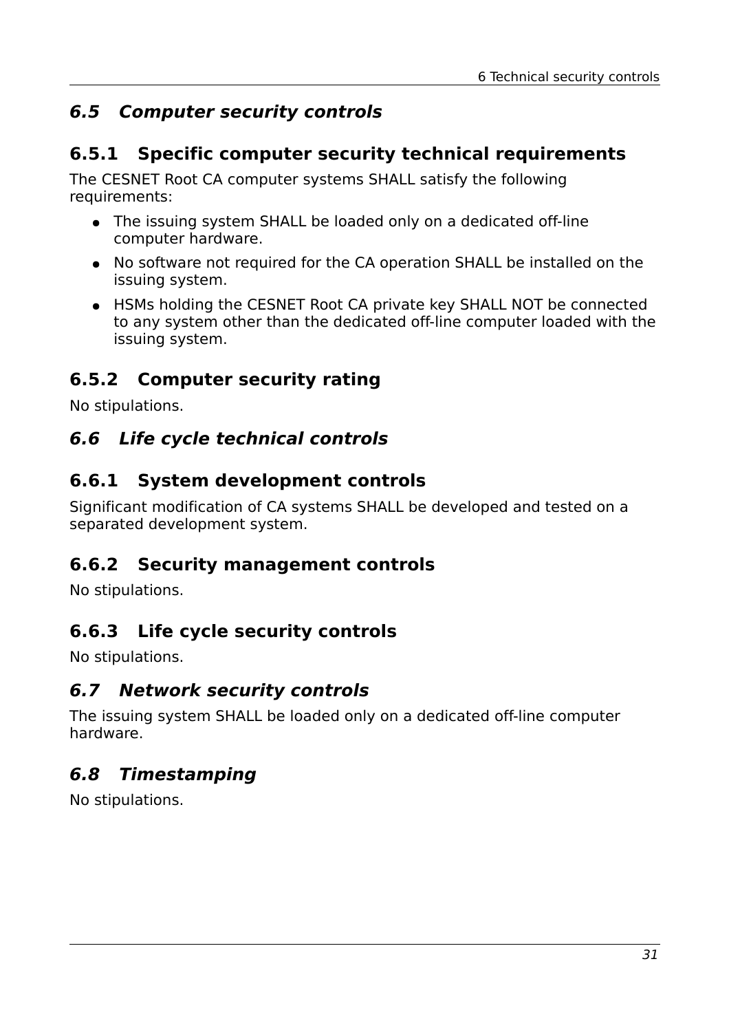## *6.5 Computer security controls*

### 6.5.1 Specific computer security technical requirements

The CESNET Root CA computer systems SHALL satisfy the following requirements:

- The issuing system SHALL be loaded only on a dedicated off-line computer hardware.
- No software not required for the CA operation SHALL be installed on the issuing system.
- HSMs holding the CESNET Root CA private key SHALL NOT be connected to any system other than the dedicated off-line computer loaded with the issuing system.

### 6.5.2 Computer security rating

No stipulations.

## *6.6 Life cycle technical controls*

### 6.6.1 System development controls

Significant modification of CA systems SHALL be developed and tested on a separated development system.

### 6.6.2 Security management controls

No stipulations.

### 6.6.3 Life cycle security controls

No stipulations.

## *6.7 Network security controls*

The issuing system SHALL be loaded only on a dedicated off-line computer hardware.

## *6.8 Timestamping*

No stipulations.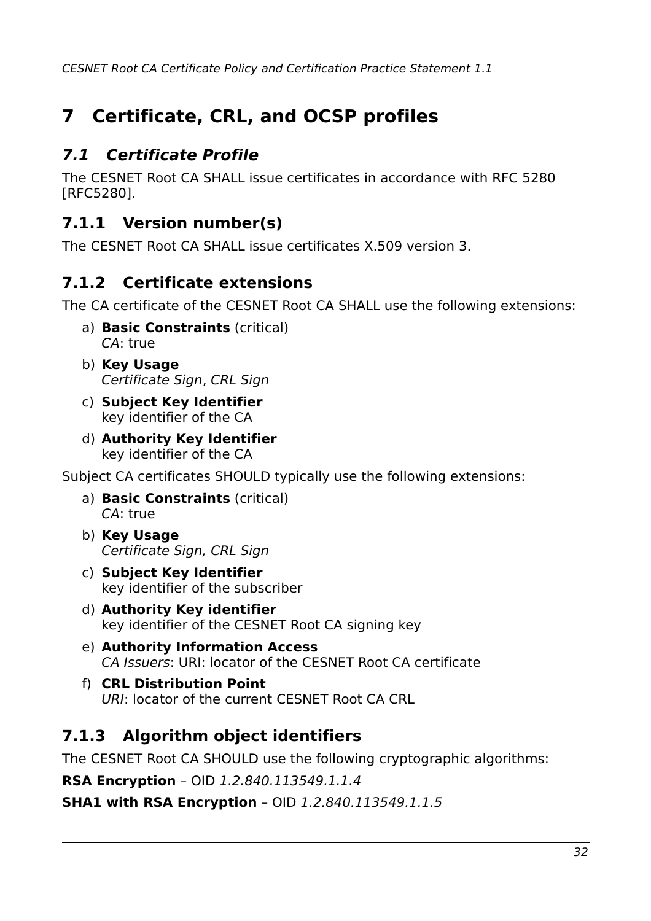# 7 Certificate, CRL, and OCSP profiles

## *7.1 Certificate Profile*

The CESNET Root CA SHALL issue certificates in accordance with RFC 5280 [RFC5280].

### 7.1.1 Version number(s)

The CESNET Root CA SHALL issue certificates X.509 version 3.

### 7.1.2 Certificate extensions

The CA certificate of the CESNET Root CA SHALL use the following extensions:

a) **Basic Constraints** (critical)
   *CA*: true
b) **Key Usage**
   *Certificate Sign*, *CRL Sign*
c) **Subject Key Identifier**
   key identifier of the CA
d) **Authority Key Identifier**
   key identifier of the CA

Subject CA certificates SHOULD typically use the following extensions:

a) **Basic Constraints** (critical)
   *CA*: true
b) **Key Usage**
   *Certificate Sign, CRL Sign*
c) **Subject Key Identifier**
   key identifier of the subscriber
d) **Authority Key identifier**
   key identifier of the CESNET Root CA signing key
e) **Authority Information Access**
   *CA Issuers*: URI: locator of the CESNET Root CA certificate
f) **CRL Distribution Point**
   *URI*: locator of the current CESNET Root CA CRL

### 7.1.3 Algorithm object identifiers

The CESNET Root CA SHOULD use the following cryptographic algorithms:

**RSA Encryption** – OID *1.2.840.113549.1.1.4*

**SHA1 with RSA Encryption** – OID *1.2.840.113549.1.1.5*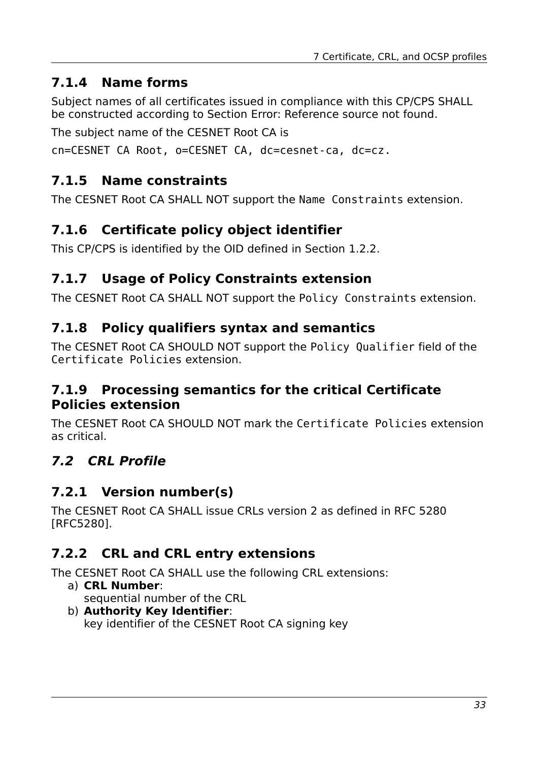### 7.1.4 Name forms

Subject names of all certificates issued in compliance with this CP/CPS SHALL be constructed according to Section Error: Reference source not found.

The subject name of the CESNET Root CA is

`cn=CESNET CA Root, o=CESNET CA, dc=cesnet-ca, dc=cz.`

### 7.1.5 Name constraints

The CESNET Root CA SHALL NOT support the `Name Constraints` extension.

### 7.1.6 Certificate policy object identifier

This CP/CPS is identified by the OID defined in Section 1.2.2.

### 7.1.7 Usage of Policy Constraints extension

The CESNET Root CA SHALL NOT support the `Policy Constraints` extension.

### 7.1.8 Policy qualifiers syntax and semantics

The CESNET Root CA SHOULD NOT support the `Policy Qualifier` field of the `Certificate Policies` extension.

### 7.1.9 Processing semantics for the critical Certificate Policies extension

The CESNET Root CA SHOULD NOT mark the `Certificate Policies` extension as critical.

## *7.2 CRL Profile*

### 7.2.1 Version number(s)

The CESNET Root CA SHALL issue CRLs version 2 as defined in RFC 5280 [RFC5280].

### 7.2.2 CRL and CRL entry extensions

The CESNET Root CA SHALL use the following CRL extensions:

a) **CRL Number**:
   sequential number of the CRL
b) **Authority Key Identifier**:
   key identifier of the CESNET Root CA signing key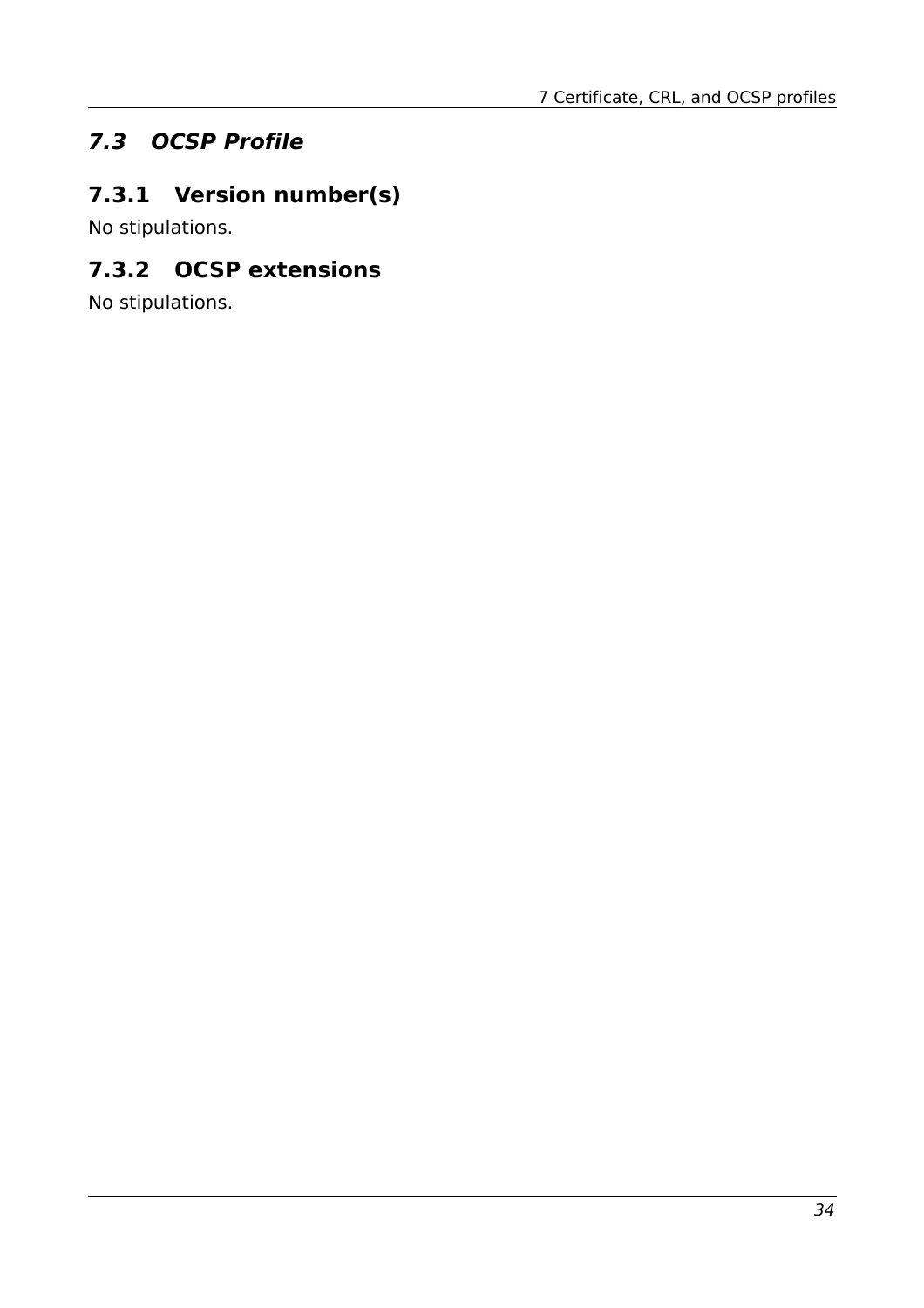## *7.3 OCSP Profile*

### 7.3.1 Version number(s)

No stipulations.

### 7.3.2 OCSP extensions

No stipulations.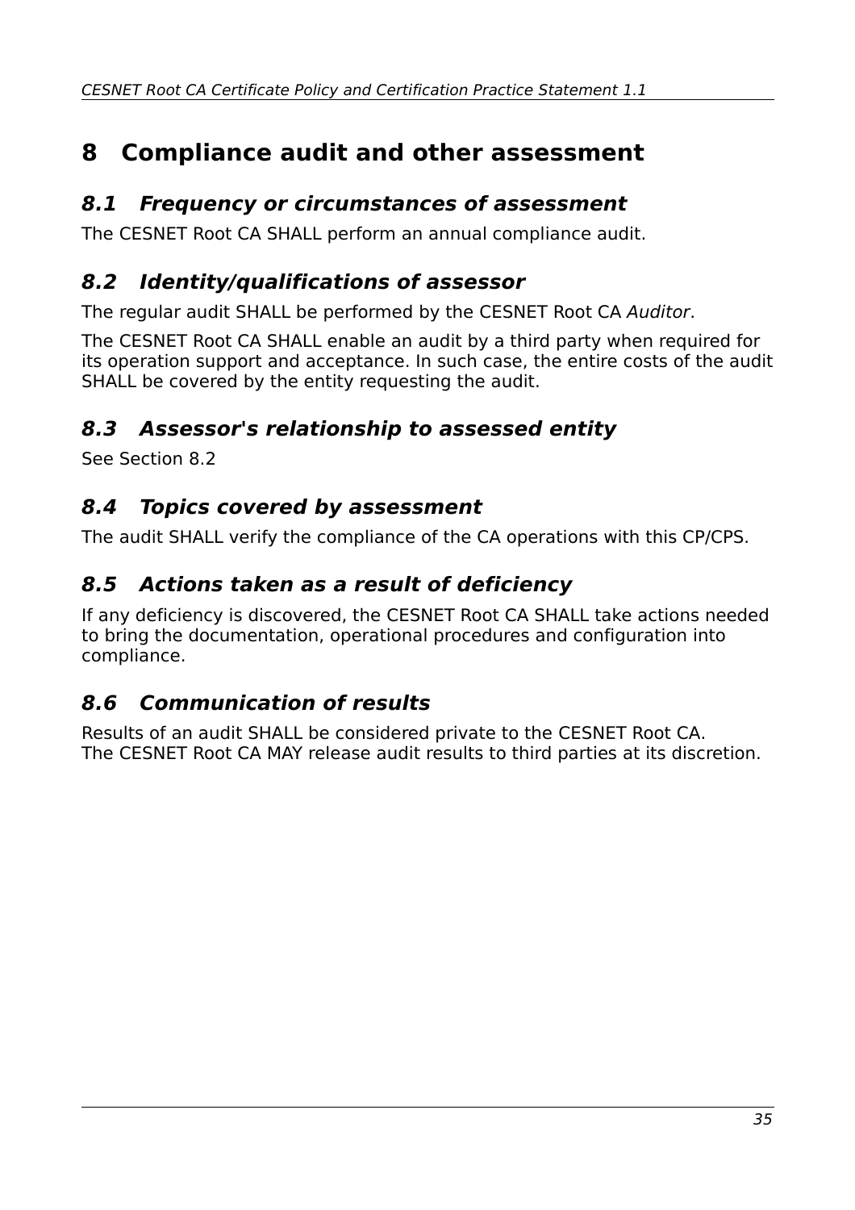# 8 Compliance audit and other assessment

## *8.1 Frequency or circumstances of assessment*

The CESNET Root CA SHALL perform an annual compliance audit.

## *8.2 Identity/qualifications of assessor*

The regular audit SHALL be performed by the CESNET Root CA *Auditor*.

The CESNET Root CA SHALL enable an audit by a third party when required for its operation support and acceptance. In such case, the entire costs of the audit SHALL be covered by the entity requesting the audit.

## *8.3 Assessor's relationship to assessed entity*

See Section 8.2

## *8.4 Topics covered by assessment*

The audit SHALL verify the compliance of the CA operations with this CP/CPS.

## *8.5 Actions taken as a result of deficiency*

If any deficiency is discovered, the CESNET Root CA SHALL take actions needed to bring the documentation, operational procedures and configuration into compliance.

## *8.6 Communication of results*

Results of an audit SHALL be considered private to the CESNET Root CA.
The CESNET Root CA MAY release audit results to third parties at its discretion.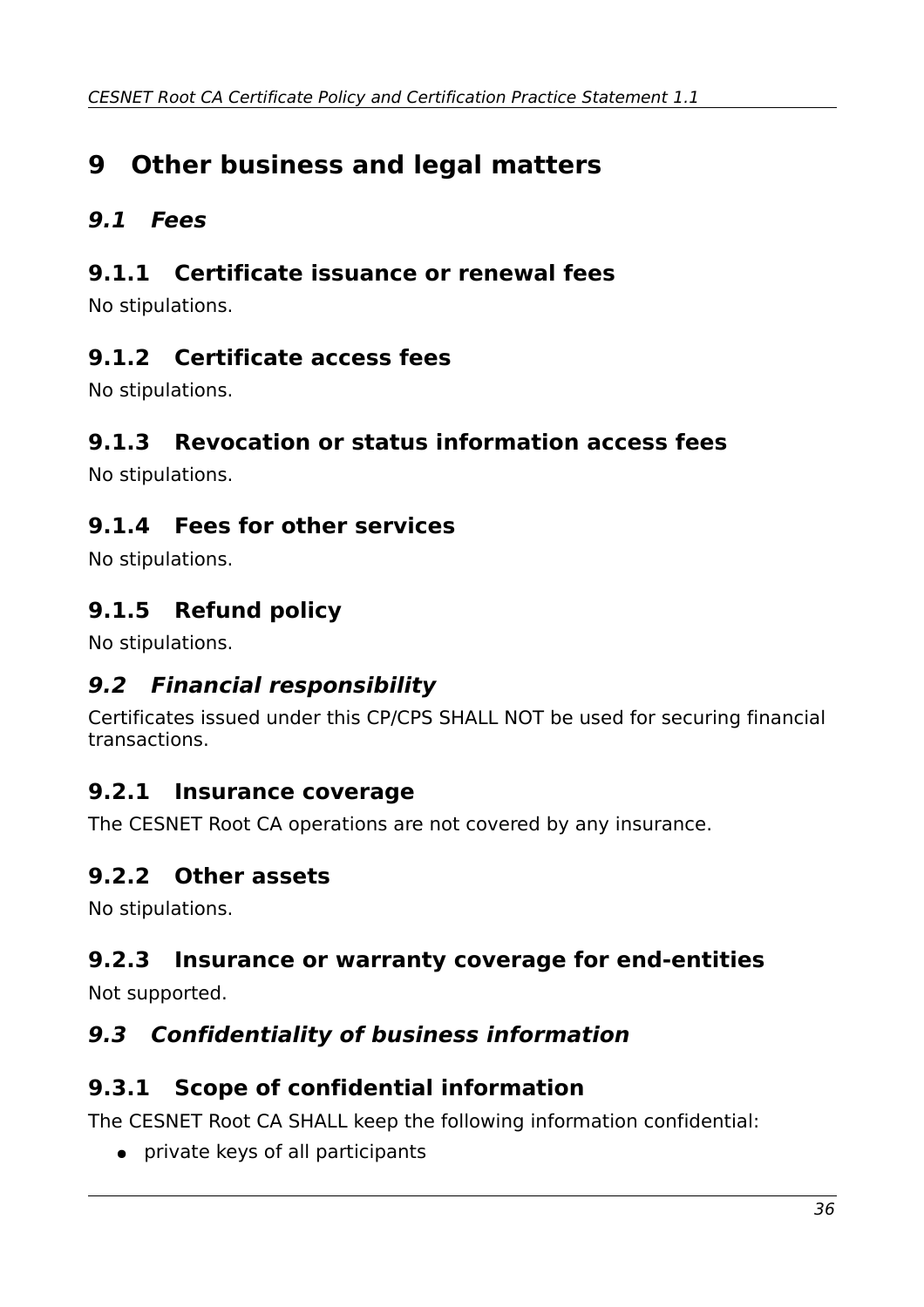# 9 Other business and legal matters

## *9.1 Fees*

### 9.1.1 Certificate issuance or renewal fees

No stipulations.

### 9.1.2 Certificate access fees

No stipulations.

### 9.1.3 Revocation or status information access fees

No stipulations.

### 9.1.4 Fees for other services

No stipulations.

### 9.1.5 Refund policy

No stipulations.

## *9.2 Financial responsibility*

Certificates issued under this CP/CPS SHALL NOT be used for securing financial transactions.

### 9.2.1 Insurance coverage

The CESNET Root CA operations are not covered by any insurance.

### 9.2.2 Other assets

No stipulations.

### 9.2.3 Insurance or warranty coverage for end-entities

Not supported.

## *9.3 Confidentiality of business information*

### 9.3.1 Scope of confidential information

The CESNET Root CA SHALL keep the following information confidential:

- private keys of all participants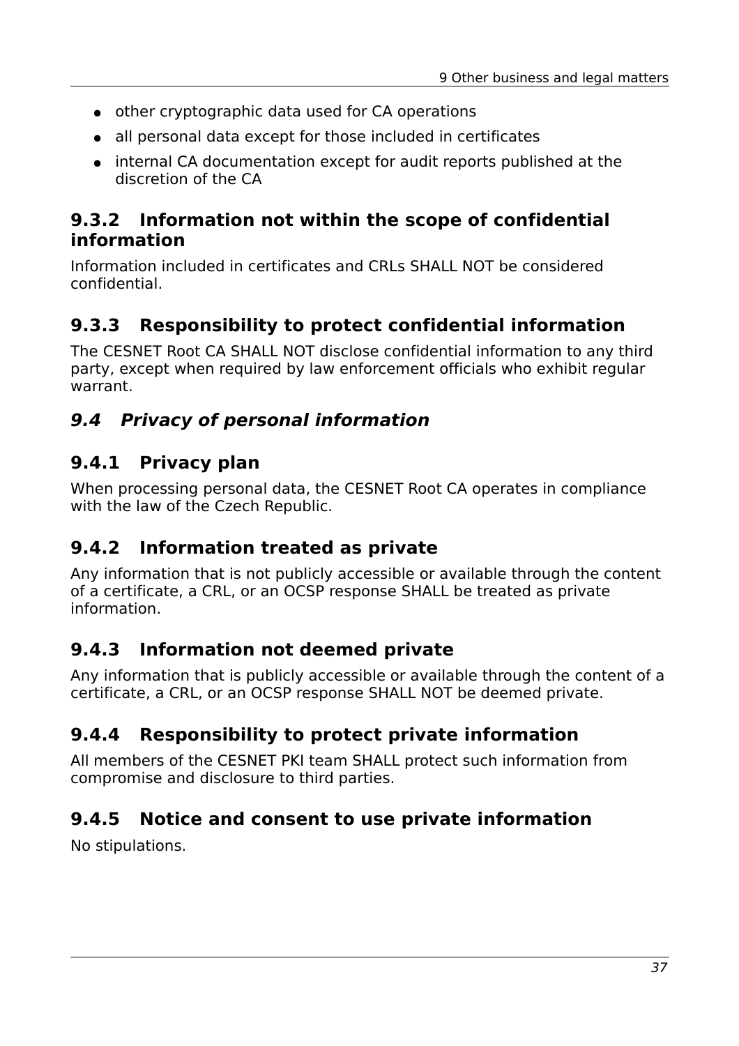- other cryptographic data used for CA operations
- all personal data except for those included in certificates
- internal CA documentation except for audit reports published at the discretion of the CA

### 9.3.2 Information not within the scope of confidential information

Information included in certificates and CRLs SHALL NOT be considered confidential.

### 9.3.3 Responsibility to protect confidential information

The CESNET Root CA SHALL NOT disclose confidential information to any third party, except when required by law enforcement officials who exhibit regular warrant.

## *9.4 Privacy of personal information*

### 9.4.1 Privacy plan

When processing personal data, the CESNET Root CA operates in compliance with the law of the Czech Republic.

### 9.4.2 Information treated as private

Any information that is not publicly accessible or available through the content of a certificate, a CRL, or an OCSP response SHALL be treated as private information.

### 9.4.3 Information not deemed private

Any information that is publicly accessible or available through the content of a certificate, a CRL, or an OCSP response SHALL NOT be deemed private.

### 9.4.4 Responsibility to protect private information

All members of the CESNET PKI team SHALL protect such information from compromise and disclosure to third parties.

### 9.4.5 Notice and consent to use private information

No stipulations.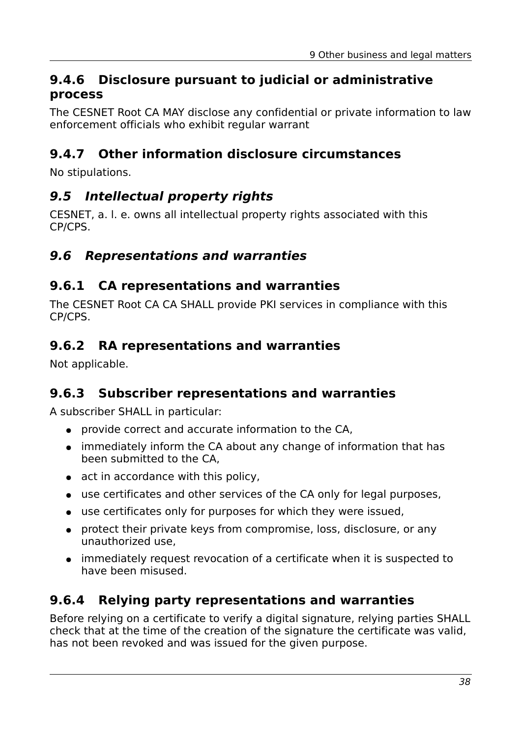### 9.4.6 Disclosure pursuant to judicial or administrative process

The CESNET Root CA MAY disclose any confidential or private information to law enforcement officials who exhibit regular warrant

### 9.4.7 Other information disclosure circumstances

No stipulations.

## *9.5 Intellectual property rights*

CESNET, a. l. e. owns all intellectual property rights associated with this CP/CPS.

## *9.6 Representations and warranties*

### 9.6.1 CA representations and warranties

The CESNET Root CA CA SHALL provide PKI services in compliance with this CP/CPS.

### 9.6.2 RA representations and warranties

Not applicable.

### 9.6.3 Subscriber representations and warranties

A subscriber SHALL in particular:

- provide correct and accurate information to the CA,
- immediately inform the CA about any change of information that has been submitted to the CA,
- act in accordance with this policy,
- use certificates and other services of the CA only for legal purposes,
- use certificates only for purposes for which they were issued,
- protect their private keys from compromise, loss, disclosure, or any unauthorized use,
- immediately request revocation of a certificate when it is suspected to have been misused.

### 9.6.4 Relying party representations and warranties

Before relying on a certificate to verify a digital signature, relying parties SHALL check that at the time of the creation of the signature the certificate was valid, has not been revoked and was issued for the given purpose.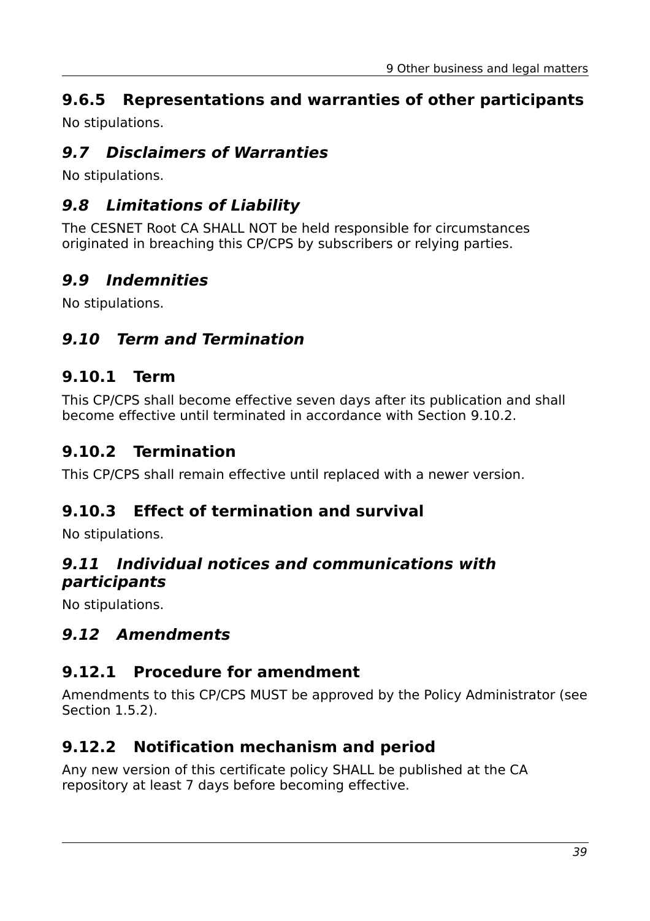### 9.6.5 Representations and warranties of other participants

No stipulations.

## *9.7 Disclaimers of Warranties*

No stipulations.

## *9.8 Limitations of Liability*

The CESNET Root CA SHALL NOT be held responsible for circumstances originated in breaching this CP/CPS by subscribers or relying parties.

## *9.9 Indemnities*

No stipulations.

## *9.10 Term and Termination*

### 9.10.1 Term

This CP/CPS shall become effective seven days after its publication and shall become effective until terminated in accordance with Section 9.10.2.

### 9.10.2 Termination

This CP/CPS shall remain effective until replaced with a newer version.

### 9.10.3 Effect of termination and survival

No stipulations.

## *9.11 Individual notices and communications with participants*

No stipulations.

## *9.12 Amendments*

### 9.12.1 Procedure for amendment

Amendments to this CP/CPS MUST be approved by the Policy Administrator (see Section 1.5.2).

### 9.12.2 Notification mechanism and period

Any new version of this certificate policy SHALL be published at the CA repository at least 7 days before becoming effective.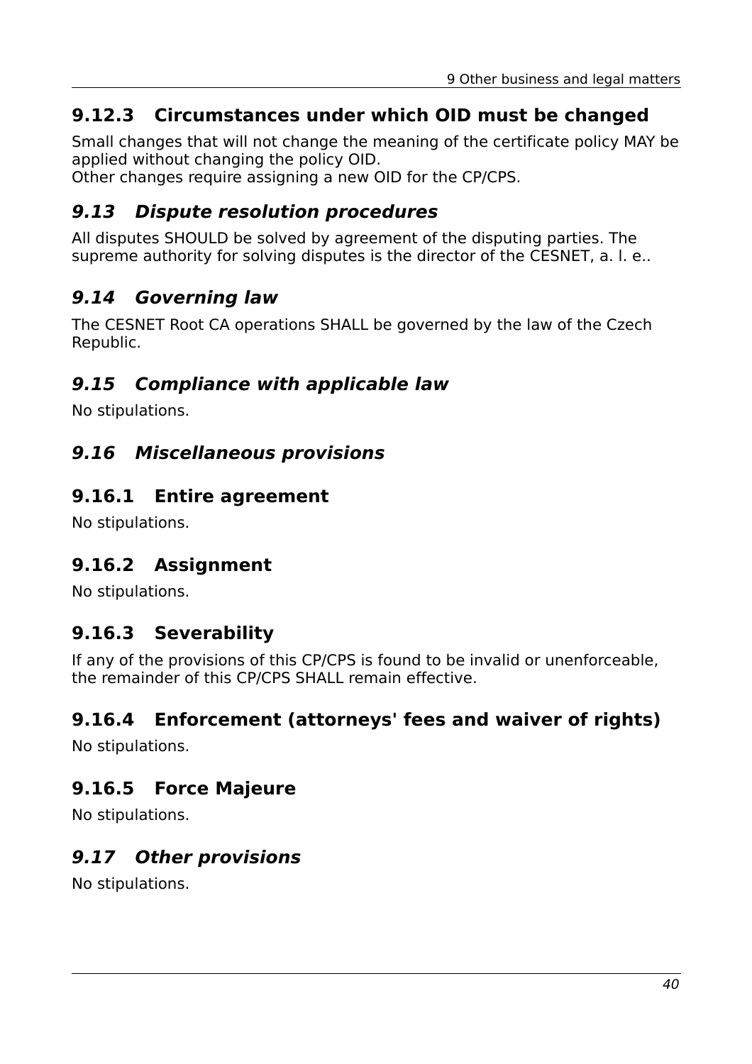### 9.12.3 Circumstances under which OID must be changed

Small changes that will not change the meaning of the certificate policy MAY be applied without changing the policy OID.
Other changes require assigning a new OID for the CP/CPS.

## *9.13 Dispute resolution procedures*

All disputes SHOULD be solved by agreement of the disputing parties. The supreme authority for solving disputes is the director of the CESNET, a. l. e..

## *9.14 Governing law*

The CESNET Root CA operations SHALL be governed by the law of the Czech Republic.

## *9.15 Compliance with applicable law*

No stipulations.

## *9.16 Miscellaneous provisions*

### 9.16.1 Entire agreement

No stipulations.

### 9.16.2 Assignment

No stipulations.

### 9.16.3 Severability

If any of the provisions of this CP/CPS is found to be invalid or unenforceable, the remainder of this CP/CPS SHALL remain effective.

### 9.16.4 Enforcement (attorneys' fees and waiver of rights)

No stipulations.

### 9.16.5 Force Majeure

No stipulations.

## *9.17 Other provisions*

No stipulations.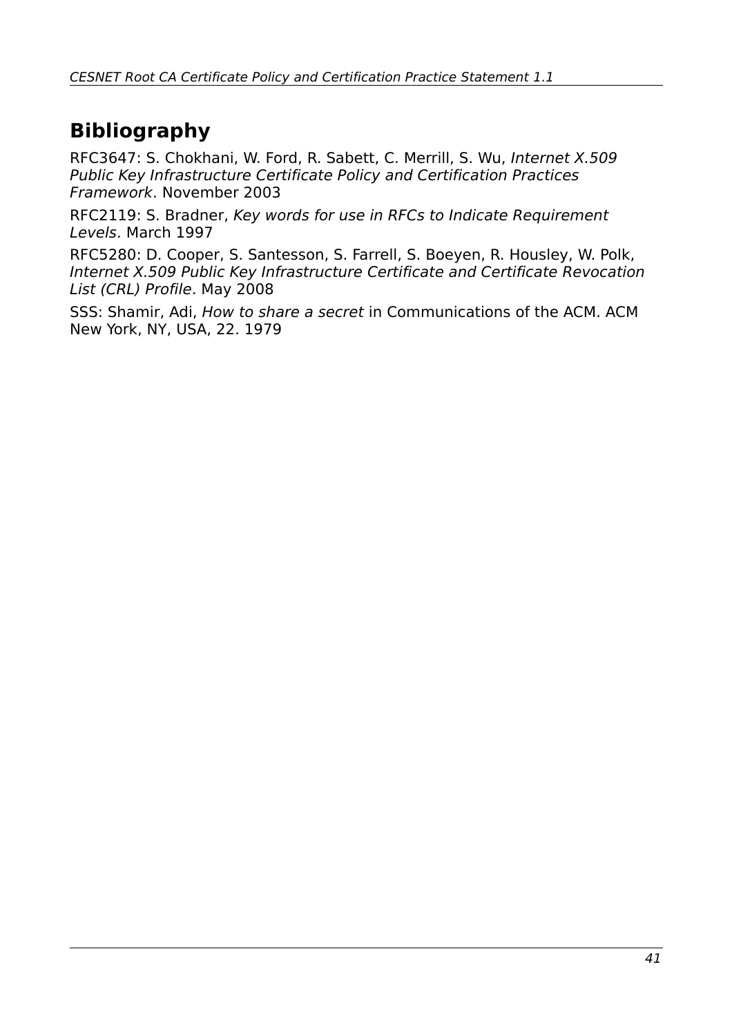# Bibliography

RFC3647: S. Chokhani, W. Ford, R. Sabett, C. Merrill, S. Wu, *Internet X.509 Public Key Infrastructure Certificate Policy and Certification Practices Framework*. November 2003

RFC2119: S. Bradner, *Key words for use in RFCs to Indicate Requirement Levels*. March 1997

RFC5280: D. Cooper, S. Santesson, S. Farrell, S. Boeyen, R. Housley, W. Polk, *Internet X.509 Public Key Infrastructure Certificate and Certificate Revocation List (CRL) Profile*. May 2008

SSS: Shamir, Adi, *How to share a secret* in Communications of the ACM. ACM New York, NY, USA, 22. 1979